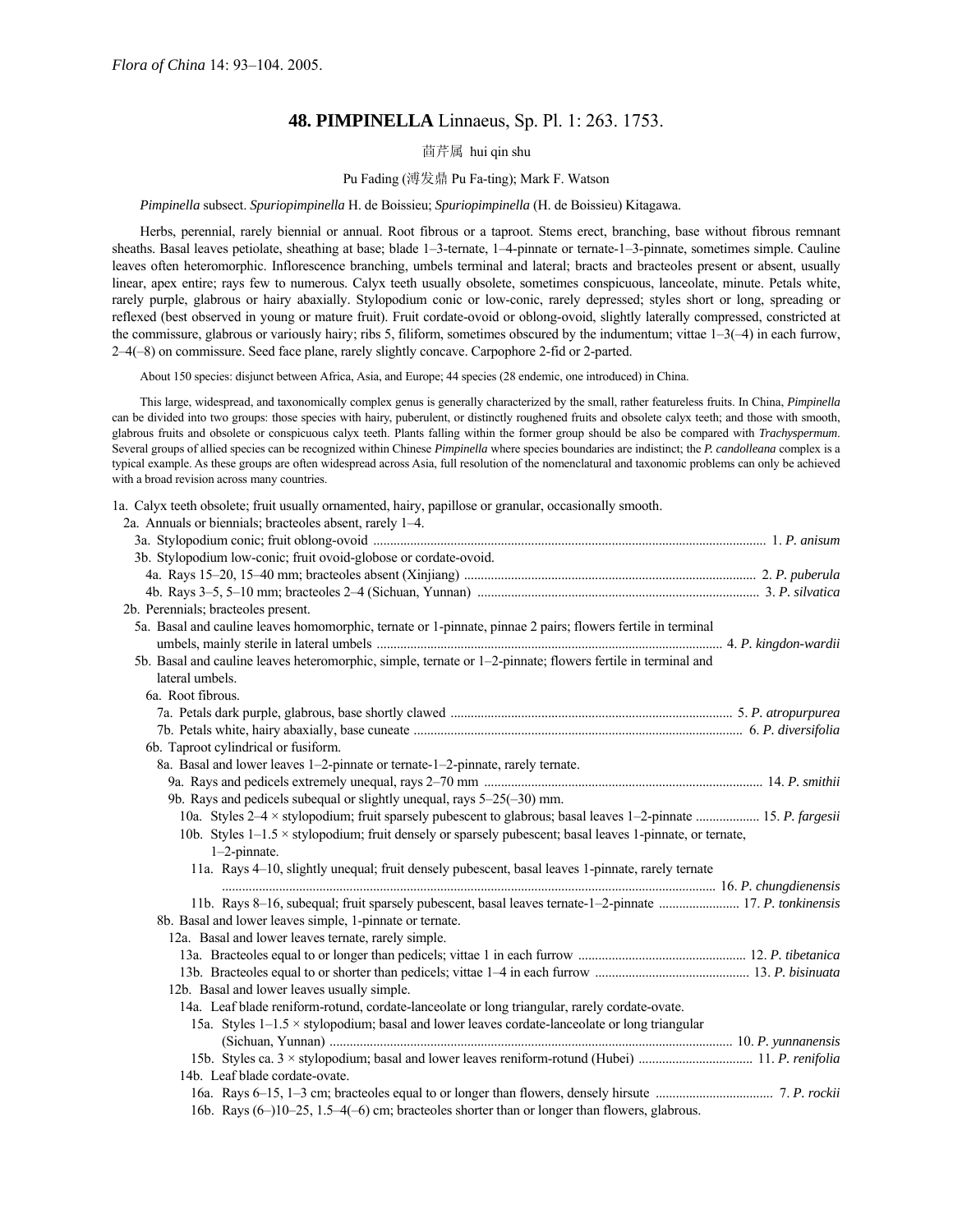*Flora of China* 14: 93–104. 2005.

# 48. PIMPINELLA Linnaeus, Sp. Pl. 1: 263. 1753.

茴芹属 hui qin shu

Pu Fading (溥发鼎 Pu Fa-ting); Mark F. Watson

*Pimpinella* subsect. *Spuriopimpinella* H. de Boissieu; *Spuriopimpinella* (H. de Boissieu) Kitagawa.

Herbs, perennial, rarely biennial or annual. Root fibrous or a taproot. Stems erect, branching, base without fibrous remnant sheaths. Basal leaves petiolate, sheathing at base; blade 1–3-ternate, 1–4-pinnate or ternate-1–3-pinnate, sometimes simple. Cauline leaves often heteromorphic. Inflorescence branching, umbels terminal and lateral; bracts and bracteoles present or absent, usually linear, apex entire; rays few to numerous. Calyx teeth usually obsolete, sometimes conspicuous, lanceolate, minute. Petals white, rarely purple, glabrous or hairy abaxially. Stylopodium conic or low-conic, rarely depressed; styles short or long, spreading or reflexed (best observed in young or mature fruit). Fruit cordate-ovoid or oblong-ovoid, slightly laterally compressed, constricted at the commissure, glabrous or variously hairy; ribs 5, filiform, sometimes obscured by the indumentum; vittae 1–3(–4) in each furrow, 2–4(–8) on commissure. Seed face plane, rarely slightly concave. Carpophore 2-fid or 2-parted.

About 150 species: disjunct between Africa, Asia, and Europe; 44 species (28 endemic, one introduced) in China.

This large, widespread, and taxonomically complex genus is generally characterized by the small, rather featureless fruits. In China, *Pimpinella* can be divided into two groups: those species with hairy, puberulent, or distinctly roughened fruits and obsolete calyx teeth; and those with smooth, glabrous fruits and obsolete or conspicuous calyx teeth. Plants falling within the former group should be also be compared with *Trachyspermum*. Several groups of allied species can be recognized within Chinese *Pimpinella* where species boundaries are indistinct; the *P. candolleana* complex is a typical example. As these groups are often widespread across Asia, full resolution of the nomenclatural and taxonomic problems can only be achieved with a broad revision across many countries.

1a. Calyx teeth obsolete; fruit usually ornamented, hairy, papillose or granular, occasionally smooth.
  2a. Annuals or biennials; bracteoles absent, rarely 1–4.
    3a. Stylopodium conic; fruit oblong-ovoid ..................... 1. *P. anisum*
    3b. Stylopodium low-conic; fruit ovoid-globose or cordate-ovoid.
      4a. Rays 15–20, 15–40 mm; bracteoles absent (Xinjiang) ..................... 2. *P. puberula*
      4b. Rays 3–5, 5–10 mm; bracteoles 2–4 (Sichuan, Yunnan) ..................... 3. *P. silvatica*
  2b. Perennials; bracteoles present.
    5a. Basal and cauline leaves homomorphic, ternate or 1-pinnate, pinnae 2 pairs; flowers fertile in terminal umbels, mainly sterile in lateral umbels ..................... 4. *P. kingdon-wardii*
    5b. Basal and cauline leaves heteromorphic, simple, ternate or 1–2-pinnate; flowers fertile in terminal and lateral umbels.
      6a. Root fibrous.
        7a. Petals dark purple, glabrous, base shortly clawed ..................... 5. *P. atropurpurea*
        7b. Petals white, hairy abaxially, base cuneate ..................... 6. *P. diversifolia*
      6b. Taproot cylindrical or fusiform.
        8a. Basal and lower leaves 1–2-pinnate or ternate-1–2-pinnate, rarely ternate.
          9a. Rays and pedicels extremely unequal, rays 2–70 mm ..................... 14. *P. smithii*
          9b. Rays and pedicels subequal or slightly unequal, rays 5–25(–30) mm.
            10a. Styles 2–4 × stylopodium; fruit sparsely pubescent to glabrous; basal leaves 1–2-pinnate ..................... 15. *P. fargesii*
            10b. Styles 1–1.5 × stylopodium; fruit densely or sparsely pubescent; basal leaves 1-pinnate, or ternate, 1–2-pinnate.
              11a. Rays 4–10, slightly unequal; fruit densely pubescent, basal leaves 1-pinnate, rarely ternate ..................... 16. *P. chungdienensis*
              11b. Rays 8–16, subequal; fruit sparsely pubescent, basal leaves ternate-1–2-pinnate ..................... 17. *P. tonkinensis*
        8b. Basal and lower leaves simple, 1-pinnate or ternate.
          12a. Basal and lower leaves ternate, rarely simple.
            13a. Bracteoles equal to or longer than pedicels; vittae 1 in each furrow ..................... 12. *P. tibetanica*
            13b. Bracteoles equal to or shorter than pedicels; vittae 1–4 in each furrow ..................... 13. *P. bisinuata*
          12b. Basal and lower leaves usually simple.
            14a. Leaf blade reniform-rotund, cordate-lanceolate or long triangular, rarely cordate-ovate.
              15a. Styles 1–1.5 × stylopodium; basal and lower leaves cordate-lanceolate or long triangular (Sichuan, Yunnan) ..................... 10. *P. yunnanensis*
              15b. Styles ca. 3 × stylopodium; basal and lower leaves reniform-rotund (Hubei) ..................... 11. *P. renifolia*
            14b. Leaf blade cordate-ovate.
              16a. Rays 6–15, 1–3 cm; bracteoles equal to or longer than flowers, densely hirsute ..................... 7. *P. rockii*
              16b. Rays (6–)10–25, 1.5–4(–6) cm; bracteoles shorter than or longer than flowers, glabrous.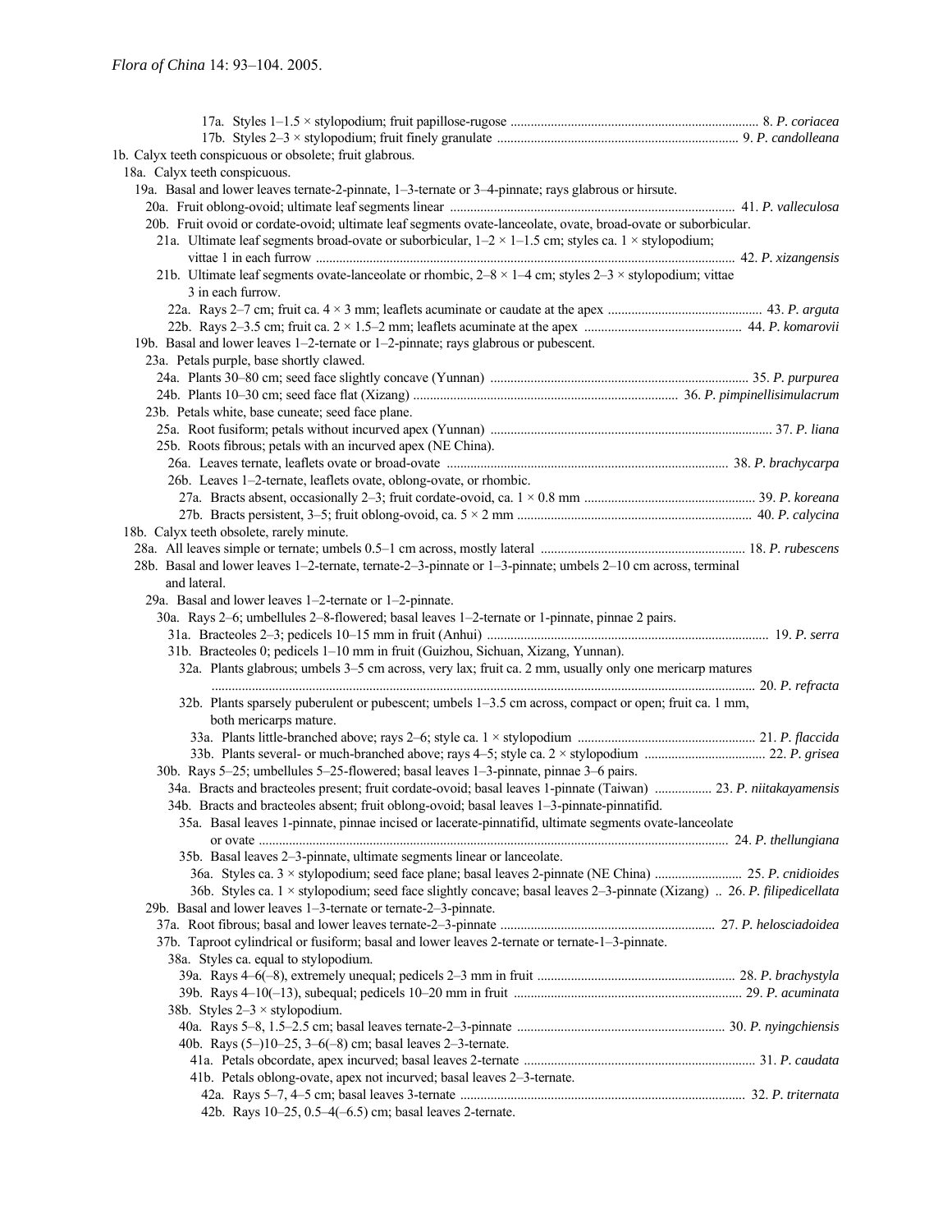17a. Styles 1–1.5 × stylopodium; fruit papillose-rugose ........................................................................ 8. *P. coriacea*
17b. Styles 2–3 × stylopodium; fruit finely granulate ..................................................................... 9. *P. candolleana*

1b. Calyx teeth conspicuous or obsolete; fruit glabrous.

18a. Calyx teeth conspicuous.

19a. Basal and lower leaves ternate-2-pinnate, 1–3-ternate or 3–4-pinnate; rays glabrous or hirsute.

20a. Fruit oblong-ovoid; ultimate leaf segments linear ................................................................................ 41. *P. valleculosa*

20b. Fruit ovoid or cordate-ovoid; ultimate leaf segments ovate-lanceolate, ovate, broad-ovate or suborbicular.

21a. Ultimate leaf segments broad-ovate or suborbicular, 1–2 × 1–1.5 cm; styles ca. 1 × stylopodium; vittae 1 in each furrow ........................................................................................................................ 42. *P. xizangensis*

21b. Ultimate leaf segments ovate-lanceolate or rhombic, 2–8 × 1–4 cm; styles 2–3 × stylopodium; vittae 3 in each furrow.

22a. Rays 2–7 cm; fruit ca. 4 × 3 mm; leaflets acuminate or caudate at the apex ............................................ 43. *P. arguta*
22b. Rays 2–3.5 cm; fruit ca. 2 × 1.5–2 mm; leaflets acuminate at the apex ............................................ 44. *P. komarovii*

19b. Basal and lower leaves 1–2-ternate or 1–2-pinnate; rays glabrous or pubescent.

23a. Petals purple, base shortly clawed.

24a. Plants 30–80 cm; seed face slightly concave (Yunnan) ........................................................................ 35. *P. purpurea*
24b. Plants 10–30 cm; seed face flat (Xizang) ............................................................................. 36. *P. pimpinellisimulacrum*

23b. Petals white, base cuneate; seed face plane.

25a. Root fusiform; petals without incurved apex (Yunnan) ................................................................................ 37. *P. liana*

25b. Roots fibrous; petals with an incurved apex (NE China).

26a. Leaves ternate, leaflets ovate or broad-ovate ................................................................................ 38. *P. brachycarpa*

26b. Leaves 1–2-ternate, leaflets ovate, oblong-ovate, or rhombic.

27a. Bracts absent, occasionally 2–3; fruit cordate-ovoid, ca. 1 × 0.8 mm ................................................ 39. *P. koreana*
27b. Bracts persistent, 3–5; fruit oblong-ovoid, ca. 5 × 2 mm ................................................................. 40. *P. calycina*

18b. Calyx teeth obsolete, rarely minute.

28a. All leaves simple or ternate; umbels 0.5–1 cm across, mostly lateral ......................................................... 18. *P. rubescens*

28b. Basal and lower leaves 1–2-ternate, ternate-2–3-pinnate or 1–3-pinnate; umbels 2–10 cm across, terminal and lateral.

29a. Basal and lower leaves 1–2-ternate or 1–2-pinnate.

30a. Rays 2–6; umbellules 2–8-flowered; basal leaves 1–2-ternate or 1-pinnate, pinnae 2 pairs.

31a. Bracteoles 2–3; pedicels 10–15 mm in fruit (Anhui) ................................................................................ 19. *P. serra*

31b. Bracteoles 0; pedicels 1–10 mm in fruit (Guizhou, Sichuan, Xizang, Yunnan).

32a. Plants glabrous; umbels 3–5 cm across, very lax; fruit ca. 2 mm, usually only one mericarp matures ............................................................................................................................................... 20. *P. refracta*

32b. Plants sparsely puberulent or pubescent; umbels 1–3.5 cm across, compact or open; fruit ca. 1 mm, both mericarps mature.

33a. Plants little-branched above; rays 2–6; style ca. 1 × stylopodium ................................................ 21. *P. flaccida*
33b. Plants several- or much-branched above; rays 4–5; style ca. 2 × stylopodium ................................ 22. *P. grisea*

30b. Rays 5–25; umbellules 5–25-flowered; basal leaves 1–3-pinnate, pinnae 3–6 pairs.

34a. Bracts and bracteoles present; fruit cordate-ovoid; basal leaves 1-pinnate (Taiwan) ................. 23. *P. niitakayamensis*

34b. Bracts and bracteoles absent; fruit oblong-ovoid; basal leaves 1–3-pinnate-pinnatifid.

35a. Basal leaves 1-pinnate, pinnae incised or lacerate-pinnatifid, ultimate segments ovate-lanceolate or ovate ........................................................................................................................................ 24. *P. thellungiana*

35b. Basal leaves 2–3-pinnate, ultimate segments linear or lanceolate.

36a. Styles ca. 3 × stylopodium; seed face plane; basal leaves 2-pinnate (NE China) .......................... 25. *P. cnidioides*
36b. Styles ca. 1 × stylopodium; seed face slightly concave; basal leaves 2–3-pinnate (Xizang) .. 26. *P. filipedicellata*

29b. Basal and lower leaves 1–3-ternate or ternate-2–3-pinnate.

37a. Root fibrous; basal and lower leaves ternate-2–3-pinnate ............................................................... 27. *P. helosciadioidea*

37b. Taproot cylindrical or fusiform; basal and lower leaves 2-ternate or ternate-1–3-pinnate.

38a. Styles ca. equal to stylopodium.

39a. Rays 4–6(–8), extremely unequal; pedicels 2–3 mm in fruit .......................................................... 28. *P. brachystyla*
39b. Rays 4–10(–13), subequal; pedicels 10–20 mm in fruit ................................................................. 29. *P. acuminata*

38b. Styles 2–3 × stylopodium.

40a. Rays 5–8, 1.5–2.5 cm; basal leaves ternate-2–3-pinnate ............................................................. 30. *P. nyingchiensis*

40b. Rays (5–)10–25, 3–6(–8) cm; basal leaves 2–3-ternate.

41a. Petals obcordate, apex incurved; basal leaves 2-ternate .................................................................... 31. *P. caudata*

41b. Petals oblong-ovate, apex not incurved; basal leaves 2–3-ternate.

42a. Rays 5–7, 4–5 cm; basal leaves 3-ternate .................................................................................... 32. *P. triternata*

42b. Rays 10–25, 0.5–4(–6.5) cm; basal leaves 2-ternate.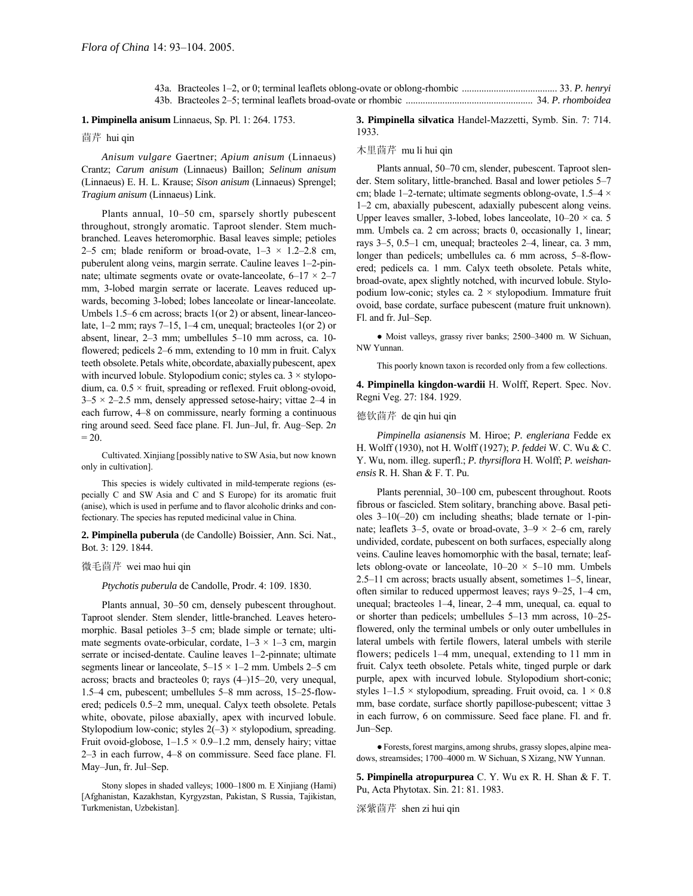43a. Bracteoles 1–2, or 0; terminal leaflets oblong-ovate or oblong-rhombic ....................................... 33. *P. henryi*
43b. Bracteoles 2–5; terminal leaflets broad-ovate or rhombic ................................................... 34. *P. rhomboidea*

**1. Pimpinella anisum** Linnaeus, Sp. Pl. 1: 264. 1753.

茴芹 hui qin

*Anisum vulgare* Gaertner; *Apium anisum* (Linnaeus) Crantz; *Carum anisum* (Linnaeus) Baillon; *Selinum anisum* (Linnaeus) E. H. L. Krause; *Sison anisum* (Linnaeus) Sprengel; *Tragium anisum* (Linnaeus) Link.

Plants annual, 10–50 cm, sparsely shortly pubescent throughout, strongly aromatic. Taproot slender. Stem much-branched. Leaves heteromorphic. Basal leaves simple; petioles 2–5 cm; blade reniform or broad-ovate, 1–3 × 1.2–2.8 cm, puberulent along veins, margin serrate. Cauline leaves 1–2-pinnate; ultimate segments ovate or ovate-lanceolate, 6–17 × 2–7 mm, 3-lobed margin serrate or lacerate. Leaves reduced upwards, becoming 3-lobed; lobes lanceolate or linear-lanceolate. Umbels 1.5–6 cm across; bracts 1(or 2) or absent, linear-lanceolate, 1–2 mm; rays 7–15, 1–4 cm, unequal; bracteoles 1(or 2) or absent, linear, 2–3 mm; umbellules 5–10 mm across, ca. 10-flowered; pedicels 2–6 mm, extending to 10 mm in fruit. Calyx teeth obsolete. Petals white, obcordate, abaxially pubescent, apex with incurved lobule. Stylopodium conic; styles ca. 3 × stylopodium, ca. 0.5 × fruit, spreading or reflexed. Fruit oblong-ovoid, 3–5 × 2–2.5 mm, densely appressed setose-hairy; vittae 2–4 in each furrow, 4–8 on commissure, nearly forming a continuous ring around seed. Seed face plane. Fl. Jun–Jul, fr. Aug–Sep. 2*n* = 20.

Cultivated. Xinjiang [possibly native to SW Asia, but now known only in cultivation].

This species is widely cultivated in mild-temperate regions (especially C and SW Asia and C and S Europe) for its aromatic fruit (anise), which is used in perfume and to flavor alcoholic drinks and confectionary. The species has reputed medicinal value in China.

**2. Pimpinella puberula** (de Candolle) Boissier, Ann. Sci. Nat., Bot. 3: 129. 1844.

微毛茴芹 wei mao hui qin

*Ptychotis puberula* de Candolle, Prodr. 4: 109. 1830.

Plants annual, 30–50 cm, densely pubescent throughout. Taproot slender. Stem slender, little-branched. Leaves heteromorphic. Basal petioles 3–5 cm; blade simple or ternate; ultimate segments ovate-orbicular, cordate, 1–3 × 1–3 cm, margin serrate or incised-dentate. Cauline leaves 1–2-pinnate; ultimate segments linear or lanceolate, 5–15 × 1–2 mm. Umbels 2–5 cm across; bracts and bracteoles 0; rays (4–)15–20, very unequal, 1.5–4 cm, pubescent; umbellules 5–8 mm across, 15–25-flowered; pedicels 0.5–2 mm, unequal. Calyx teeth obsolete. Petals white, obovate, pilose abaxially, apex with incurved lobule. Stylopodium low-conic; styles 2(–3) × stylopodium, spreading. Fruit ovoid-globose, 1–1.5 × 0.9–1.2 mm, densely hairy; vittae 2–3 in each furrow, 4–8 on commissure. Seed face plane. Fl. May–Jun, fr. Jul–Sep.

Stony slopes in shaded valleys; 1000–1800 m. E Xinjiang (Hami) [Afghanistan, Kazakhstan, Kyrgyzstan, Pakistan, S Russia, Tajikistan, Turkmenistan, Uzbekistan].

**3. Pimpinella silvatica** Handel-Mazzetti, Symb. Sin. 7: 714. 1933.

木里茴芹 mu li hui qin

Plants annual, 50–70 cm, slender, pubescent. Taproot slender. Stem solitary, little-branched. Basal and lower petioles 5–7 cm; blade 1–2-ternate; ultimate segments oblong-ovate, 1.5–4 × 1–2 cm, abaxially pubescent, adaxially pubescent along veins. Upper leaves smaller, 3-lobed, lobes lanceolate, 10–20 × ca. 5 mm. Umbels ca. 2 cm across; bracts 0, occasionally 1, linear; rays 3–5, 0.5–1 cm, unequal; bracteoles 2–4, linear, ca. 3 mm, longer than pedicels; umbellules ca. 6 mm across, 5–8-flowered; pedicels ca. 1 mm. Calyx teeth obsolete. Petals white, broad-ovate, apex slightly notched, with incurved lobule. Stylopodium low-conic; styles ca. 2 × stylopodium. Immature fruit ovoid, base cordate, surface pubescent (mature fruit unknown). Fl. and fr. Jul–Sep.

● Moist valleys, grassy river banks; 2500–3400 m. W Sichuan, NW Yunnan.

This poorly known taxon is recorded only from a few collections.

**4. Pimpinella kingdon-wardii** H. Wolff, Repert. Spec. Nov. Regni Veg. 27: 184. 1929.

德钦茴芹 de qin hui qin

*Pimpinella asianensis* M. Hiroe; *P. engleriana* Fedde ex H. Wolff (1930), not H. Wolff (1927); *P. feddei* W. C. Wu & C. Y. Wu, nom. illeg. superfl.; *P. thyrsiflora* H. Wolff; *P. weishanensis* R. H. Shan & F. T. Pu.

Plants perennial, 30–100 cm, pubescent throughout. Roots fibrous or fascicled. Stem solitary, branching above. Basal petioles 3–10(–20) cm including sheaths; blade ternate or 1-pinnate; leaflets 3–5, ovate or broad-ovate, 3–9 × 2–6 cm, rarely undivided, cordate, pubescent on both surfaces, especially along veins. Cauline leaves homomorphic with the basal, ternate; leaflets oblong-ovate or lanceolate, 10–20 × 5–10 mm. Umbels 2.5–11 cm across; bracts usually absent, sometimes 1–5, linear, often similar to reduced uppermost leaves; rays 9–25, 1–4 cm, unequal; bracteoles 1–4, linear, 2–4 mm, unequal, ca. equal to or shorter than pedicels; umbellules 5–13 mm across, 10–25-flowered, only the terminal umbels or only outer umbellules in lateral umbels with fertile flowers, lateral umbels with sterile flowers; pedicels 1–4 mm, unequal, extending to 11 mm in fruit. Calyx teeth obsolete. Petals white, tinged purple or dark purple, apex with incurved lobule. Stylopodium short-conic; styles 1–1.5 × stylopodium, spreading. Fruit ovoid, ca. 1 × 0.8 mm, base cordate, surface shortly papillose-pubescent; vittae 3 in each furrow, 6 on commissure. Seed face plane. Fl. and fr. Jun–Sep.

● Forests, forest margins, among shrubs, grassy slopes, alpine meadows, streamsides; 1700–4000 m. W Sichuan, S Xizang, NW Yunnan.

**5. Pimpinella atropurpurea** C. Y. Wu ex R. H. Shan & F. T. Pu, Acta Phytotax. Sin. 21: 81. 1983.

深紫茴芹 shen zi hui qin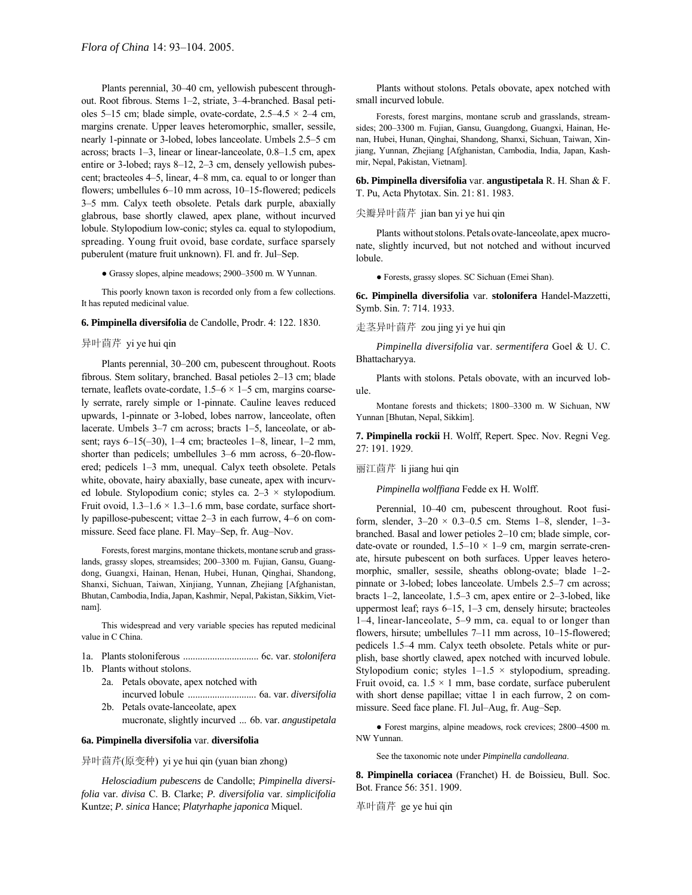Plants perennial, 30–40 cm, yellowish pubescent throughout. Root fibrous. Stems 1–2, striate, 3–4-branched. Basal petioles 5–15 cm; blade simple, ovate-cordate, 2.5–4.5 × 2–4 cm, margins crenate. Upper leaves heteromorphic, smaller, sessile, nearly 1-pinnate or 3-lobed, lobes lanceolate. Umbels 2.5–5 cm across; bracts 1–3, linear or linear-lanceolate, 0.8–1.5 cm, apex entire or 3-lobed; rays 8–12, 2–3 cm, densely yellowish pubescent; bracteoles 4–5, linear, 4–8 mm, ca. equal to or longer than flowers; umbellules 6–10 mm across, 10–15-flowered; pedicels 3–5 mm. Calyx teeth obsolete. Petals dark purple, abaxially glabrous, base shortly clawed, apex plane, without incurved lobule. Stylopodium low-conic; styles ca. equal to stylopodium, spreading. Young fruit ovoid, base cordate, surface sparsely puberulent (mature fruit unknown). Fl. and fr. Jul–Sep.

● Grassy slopes, alpine meadows; 2900–3500 m. W Yunnan.

This poorly known taxon is recorded only from a few collections. It has reputed medicinal value.

**6. Pimpinella diversifolia** de Candolle, Prodr. 4: 122. 1830.

异叶茴芹 yi ye hui qin

Plants perennial, 30–200 cm, pubescent throughout. Roots fibrous. Stem solitary, branched. Basal petioles 2–13 cm; blade ternate, leaflets ovate-cordate, 1.5–6 × 1–5 cm, margins coarsely serrate, rarely simple or 1-pinnate. Cauline leaves reduced upwards, 1-pinnate or 3-lobed, lobes narrow, lanceolate, often lacerate. Umbels 3–7 cm across; bracts 1–5, lanceolate, or absent; rays 6–15(–30), 1–4 cm; bracteoles 1–8, linear, 1–2 mm, shorter than pedicels; umbellules 3–6 mm across, 6–20-flowered; pedicels 1–3 mm, unequal. Calyx teeth obsolete. Petals white, obovate, hairy abaxially, base cuneate, apex with incurved lobule. Stylopodium conic; styles ca. 2–3 × stylopodium. Fruit ovoid, 1.3–1.6 × 1.3–1.6 mm, base cordate, surface shortly papillose-pubescent; vittae 2–3 in each furrow, 4–6 on commissure. Seed face plane. Fl. May–Sep, fr. Aug–Nov.

Forests, forest margins, montane thickets, montane scrub and grasslands, grassy slopes, streamsides; 200–3300 m. Fujian, Gansu, Guangdong, Guangxi, Hainan, Henan, Hubei, Hunan, Qinghai, Shandong, Shanxi, Sichuan, Taiwan, Xinjiang, Yunnan, Zhejiang [Afghanistan, Bhutan, Cambodia, India, Japan, Kashmir, Nepal, Pakistan, Sikkim, Vietnam].

This widespread and very variable species has reputed medicinal value in C China.

1a. Plants stoloniferous .............................. 6c. var. *stolonifera*
1b. Plants without stolons.
  2a. Petals obovate, apex notched with incurved lobule ........................... 6a. var. *diversifolia*
  2b. Petals ovate-lanceolate, apex mucronate, slightly incurved ... 6b. var. *angustipetala*

**6a. Pimpinella diversifolia** var. **diversifolia**

异叶茴芹(原变种) yi ye hui qin (yuan bian zhong)

*Helosciadium pubescens* de Candolle; *Pimpinella diversifolia* var. *divisa* C. B. Clarke; *P. diversifolia* var. *simplicifolia* Kuntze; *P. sinica* Hance; *Platyrhaphe japonica* Miquel.

Plants without stolons. Petals obovate, apex notched with small incurved lobule.

Forests, forest margins, montane scrub and grasslands, streamsides; 200–3300 m. Fujian, Gansu, Guangdong, Guangxi, Hainan, Henan, Hubei, Hunan, Qinghai, Shandong, Shanxi, Sichuan, Taiwan, Xinjiang, Yunnan, Zhejiang [Afghanistan, Cambodia, India, Japan, Kashmir, Nepal, Pakistan, Vietnam].

**6b. Pimpinella diversifolia** var. **angustipetala** R. H. Shan & F. T. Pu, Acta Phytotax. Sin. 21: 81. 1983.

尖瓣异叶茴芹 jian ban yi ye hui qin

Plants without stolons. Petals ovate-lanceolate, apex mucronate, slightly incurved, but not notched and without incurved lobule.

● Forests, grassy slopes. SC Sichuan (Emei Shan).

**6c. Pimpinella diversifolia** var. **stolonifera** Handel-Mazzetti, Symb. Sin. 7: 714. 1933.

走茎异叶茴芹 zou jing yi ye hui qin

*Pimpinella diversifolia* var. *sermentifera* Goel & U. C. Bhattacharyya.

Plants with stolons. Petals obovate, with an incurved lobule.

Montane forests and thickets; 1800–3300 m. W Sichuan, NW Yunnan [Bhutan, Nepal, Sikkim].

**7. Pimpinella rockii** H. Wolff, Repert. Spec. Nov. Regni Veg. 27: 191. 1929.

丽江茴芹 li jiang hui qin

*Pimpinella wolffiana* Fedde ex H. Wolff.

Perennial, 10–40 cm, pubescent throughout. Root fusiform, slender, 3–20 × 0.3–0.5 cm. Stems 1–8, slender, 1–3-branched. Basal and lower petioles 2–10 cm; blade simple, cordate-ovate or rounded, 1.5–10 × 1–9 cm, margin serrate-crenate, hirsute pubescent on both surfaces. Upper leaves heteromorphic, smaller, sessile, sheaths oblong-ovate; blade 1–2-pinnate or 3-lobed; lobes lanceolate. Umbels 2.5–7 cm across; bracts 1–2, lanceolate, 1.5–3 cm, apex entire or 2–3-lobed, like uppermost leaf; rays 6–15, 1–3 cm, densely hirsute; bracteoles 1–4, linear-lanceolate, 5–9 mm, ca. equal to or longer than flowers, hirsute; umbellules 7–11 mm across, 10–15-flowered; pedicels 1.5–4 mm. Calyx teeth obsolete. Petals white or purplish, base shortly clawed, apex notched with incurved lobule. Stylopodium conic; styles 1–1.5 × stylopodium, spreading. Fruit ovoid, ca. 1.5 × 1 mm, base cordate, surface puberulent with short dense papillae; vittae 1 in each furrow, 2 on commissure. Seed face plane. Fl. Jul–Aug, fr. Aug–Sep.

● Forest margins, alpine meadows, rock crevices; 2800–4500 m. NW Yunnan.

See the taxonomic note under *Pimpinella candolleana*.

**8. Pimpinella coriacea** (Franchet) H. de Boissieu, Bull. Soc. Bot. France 56: 351. 1909.

革叶茴芹 ge ye hui qin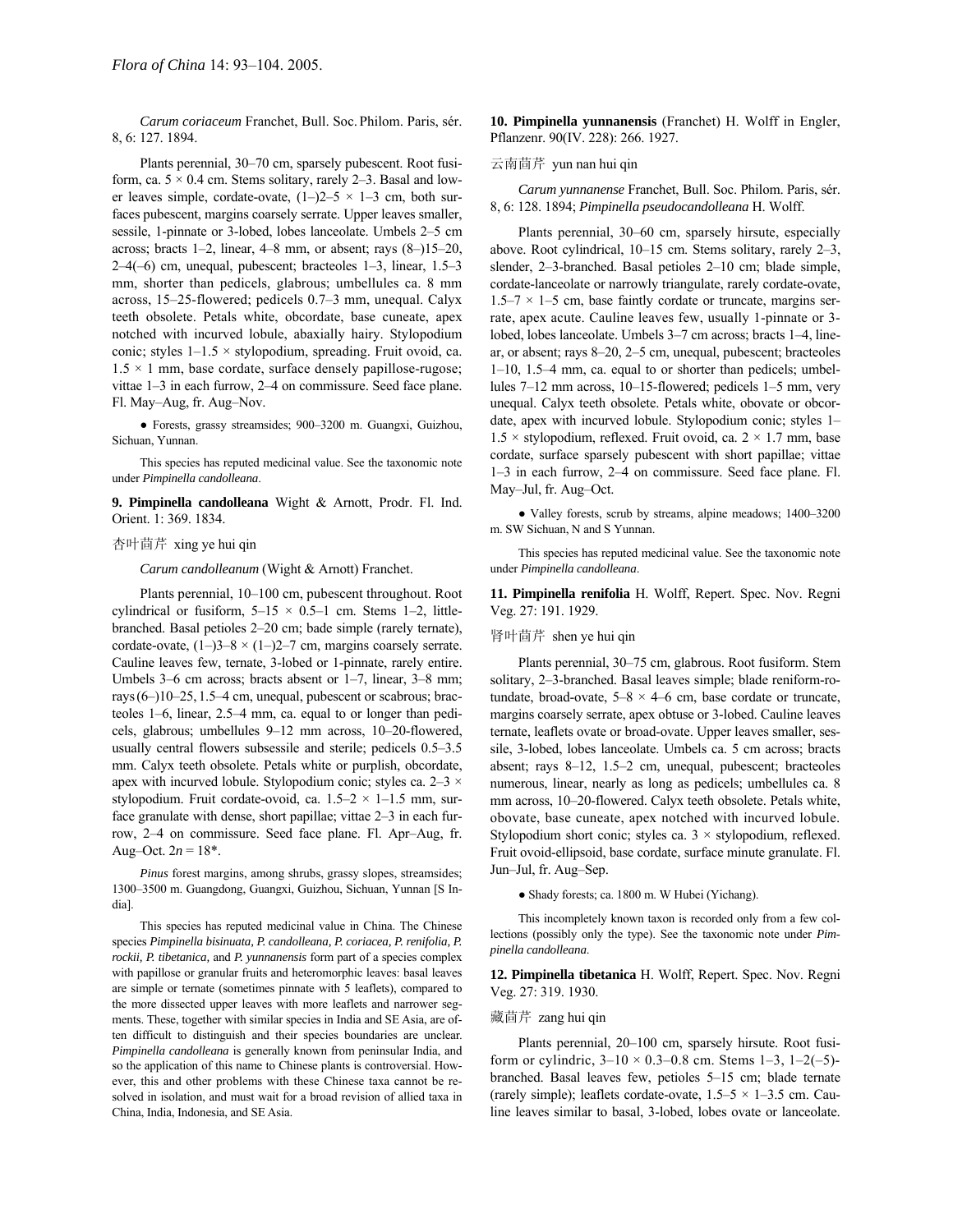*Carum coriaceum* Franchet, Bull. Soc. Philom. Paris, sér. 8, 6: 127. 1894.

Plants perennial, 30–70 cm, sparsely pubescent. Root fusiform, ca. 5 × 0.4 cm. Stems solitary, rarely 2–3. Basal and lower leaves simple, cordate-ovate, (1–)2–5 × 1–3 cm, both surfaces pubescent, margins coarsely serrate. Upper leaves smaller, sessile, 1-pinnate or 3-lobed, lobes lanceolate. Umbels 2–5 cm across; bracts 1–2, linear, 4–8 mm, or absent; rays (8–)15–20, 2–4(–6) cm, unequal, pubescent; bracteoles 1–3, linear, 1.5–3 mm, shorter than pedicels, glabrous; umbellules ca. 8 mm across, 15–25-flowered; pedicels 0.7–3 mm, unequal. Calyx teeth obsolete. Petals white, obcordate, base cuneate, apex notched with incurved lobule, abaxially hairy. Stylopodium conic; styles 1–1.5 × stylopodium, spreading. Fruit ovoid, ca. 1.5 × 1 mm, base cordate, surface densely papillose-rugose; vittae 1–3 in each furrow, 2–4 on commissure. Seed face plane. Fl. May–Aug, fr. Aug–Nov.

● Forests, grassy streamsides; 900–3200 m. Guangxi, Guizhou, Sichuan, Yunnan.

This species has reputed medicinal value. See the taxonomic note under *Pimpinella candolleana*.

**9. Pimpinella candolleana** Wight & Arnott, Prodr. Fl. Ind. Orient. 1: 369. 1834.

杏叶茴芹 xing ye hui qin

*Carum candolleanum* (Wight & Arnott) Franchet.

Plants perennial, 10–100 cm, pubescent throughout. Root cylindrical or fusiform, 5–15 × 0.5–1 cm. Stems 1–2, little-branched. Basal petioles 2–20 cm; bade simple (rarely ternate), cordate-ovate, (1–)3–8 × (1–)2–7 cm, margins coarsely serrate. Cauline leaves few, ternate, 3-lobed or 1-pinnate, rarely entire. Umbels 3–6 cm across; bracts absent or 1–7, linear, 3–8 mm; rays (6–)10–25, 1.5–4 cm, unequal, pubescent or scabrous; bracteoles 1–6, linear, 2.5–4 mm, ca. equal to or longer than pedicels, glabrous; umbellules 9–12 mm across, 10–20-flowered, usually central flowers subsessile and sterile; pedicels 0.5–3.5 mm. Calyx teeth obsolete. Petals white or purplish, obcordate, apex with incurved lobule. Stylopodium conic; styles ca. 2–3 × stylopodium. Fruit cordate-ovoid, ca. 1.5–2 × 1–1.5 mm, surface granulate with dense, short papillae; vittae 2–3 in each furrow, 2–4 on commissure. Seed face plane. Fl. Apr–Aug, fr. Aug–Oct. 2*n* = 18*.

*Pinus* forest margins, among shrubs, grassy slopes, streamsides; 1300–3500 m. Guangdong, Guangxi, Guizhou, Sichuan, Yunnan [S India].

This species has reputed medicinal value in China. The Chinese species *Pimpinella bisinuata, P. candolleana, P. coriacea, P. renifolia, P. rockii, P. tibetanica,* and *P. yunnanensis* form part of a species complex with papillose or granular fruits and heteromorphic leaves: basal leaves are simple or ternate (sometimes pinnate with 5 leaflets), compared to the more dissected upper leaves with more leaflets and narrower segments. These, together with similar species in India and SE Asia, are often difficult to distinguish and their species boundaries are unclear. *Pimpinella candolleana* is generally known from peninsular India, and so the application of this name to Chinese plants is controversial. However, this and other problems with these Chinese taxa cannot be resolved in isolation, and must wait for a broad revision of allied taxa in China, India, Indonesia, and SE Asia.

**10. Pimpinella yunnanensis** (Franchet) H. Wolff in Engler, Pflanzenr. 90(IV. 228): 266. 1927.

云南茴芹 yun nan hui qin

*Carum yunnanense* Franchet, Bull. Soc. Philom. Paris, sér. 8, 6: 128. 1894; *Pimpinella pseudocandolleana* H. Wolff.

Plants perennial, 30–60 cm, sparsely hirsute, especially above. Root cylindrical, 10–15 cm. Stems solitary, rarely 2–3, slender, 2–3-branched. Basal petioles 2–10 cm; blade simple, cordate-lanceolate or narrowly triangulate, rarely cordate-ovate, 1.5–7 × 1–5 cm, base faintly cordate or truncate, margins serrate, apex acute. Cauline leaves few, usually 1-pinnate or 3-lobed, lobes lanceolate. Umbels 3–7 cm across; bracts 1–4, linear, or absent; rays 8–20, 2–5 cm, unequal, pubescent; bracteoles 1–10, 1.5–4 mm, ca. equal to or shorter than pedicels; umbellules 7–12 mm across, 10–15-flowered; pedicels 1–5 mm, very unequal. Calyx teeth obsolete. Petals white, obovate or obcordate, apex with incurved lobule. Stylopodium conic; styles 1–1.5 × stylopodium, reflexed. Fruit ovoid, ca. 2 × 1.7 mm, base cordate, surface sparsely pubescent with short papillae; vittae 1–3 in each furrow, 2–4 on commissure. Seed face plane. Fl. May–Jul, fr. Aug–Oct.

● Valley forests, scrub by streams, alpine meadows; 1400–3200 m. SW Sichuan, N and S Yunnan.

This species has reputed medicinal value. See the taxonomic note under *Pimpinella candolleana*.

**11. Pimpinella renifolia** H. Wolff, Repert. Spec. Nov. Regni Veg. 27: 191. 1929.

肾叶茴芹 shen ye hui qin

Plants perennial, 30–75 cm, glabrous. Root fusiform. Stem solitary, 2–3-branched. Basal leaves simple; blade reniform-rotundate, broad-ovate, 5–8 × 4–6 cm, base cordate or truncate, margins coarsely serrate, apex obtuse or 3-lobed. Cauline leaves ternate, leaflets ovate or broad-ovate. Upper leaves smaller, sessile, 3-lobed, lobes lanceolate. Umbels ca. 5 cm across; bracts absent; rays 8–12, 1.5–2 cm, unequal, pubescent; bracteoles numerous, linear, nearly as long as pedicels; umbellules ca. 8 mm across, 10–20-flowered. Calyx teeth obsolete. Petals white, obovate, base cuneate, apex notched with incurved lobule. Stylopodium short conic; styles ca. 3 × stylopodium, reflexed. Fruit ovoid-ellipsoid, base cordate, surface minute granulate. Fl. Jun–Jul, fr. Aug–Sep.

● Shady forests; ca. 1800 m. W Hubei (Yichang).

This incompletely known taxon is recorded only from a few collections (possibly only the type). See the taxonomic note under *Pimpinella candolleana*.

**12. Pimpinella tibetanica** H. Wolff, Repert. Spec. Nov. Regni Veg. 27: 319. 1930.

藏茴芹 zang hui qin

Plants perennial, 20–100 cm, sparsely hirsute. Root fusiform or cylindric, 3–10 × 0.3–0.8 cm. Stems 1–3, 1–2(–5)-branched. Basal leaves few, petioles 5–15 cm; blade ternate (rarely simple); leaflets cordate-ovate, 1.5–5 × 1–3.5 cm. Cauline leaves similar to basal, 3-lobed, lobes ovate or lanceolate.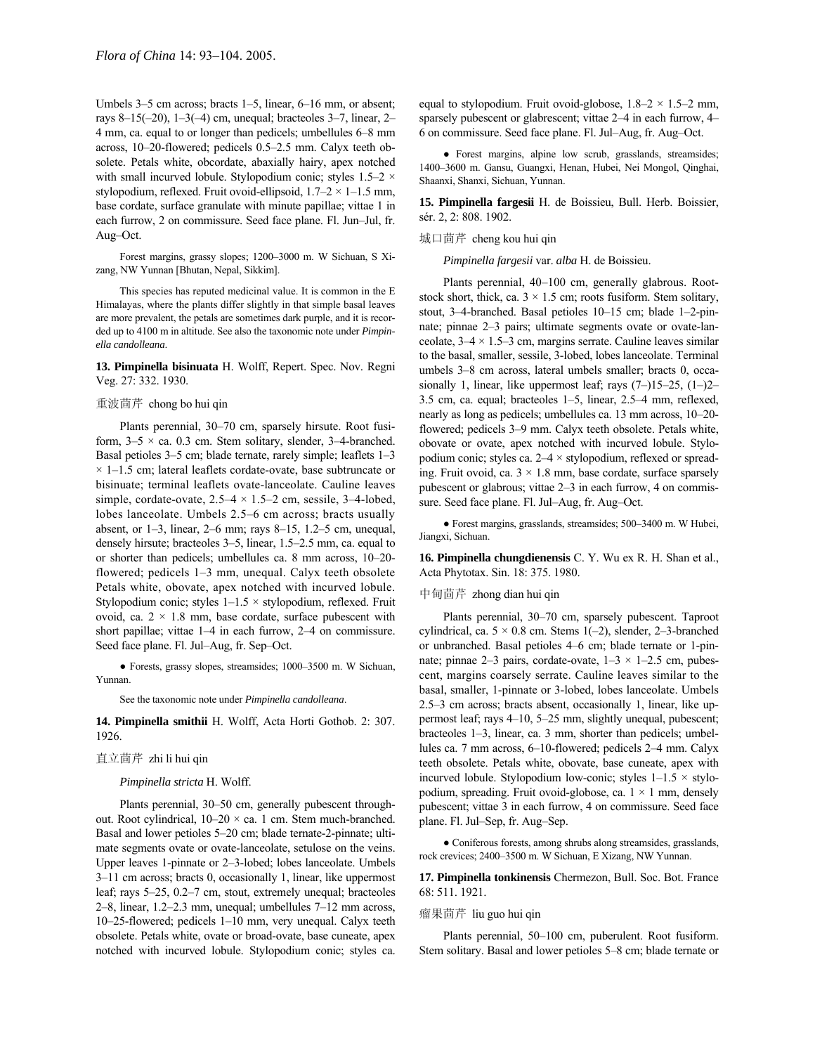Umbels 3–5 cm across; bracts 1–5, linear, 6–16 mm, or absent; rays 8–15(–20), 1–3(–4) cm, unequal; bracteoles 3–7, linear, 2–4 mm, ca. equal to or longer than pedicels; umbellules 6–8 mm across, 10–20-flowered; pedicels 0.5–2.5 mm. Calyx teeth obsolete. Petals white, obcordate, abaxially hairy, apex notched with small incurved lobule. Stylopodium conic; styles 1.5–2 × stylopodium, reflexed. Fruit ovoid-ellipsoid, 1.7–2 × 1–1.5 mm, base cordate, surface granulate with minute papillae; vittae 1 in each furrow, 2 on commissure. Seed face plane. Fl. Jun–Jul, fr. Aug–Oct.

Forest margins, grassy slopes; 1200–3000 m. W Sichuan, S Xizang, NW Yunnan [Bhutan, Nepal, Sikkim].

This species has reputed medicinal value. It is common in the E Himalayas, where the plants differ slightly in that simple basal leaves are more prevalent, the petals are sometimes dark purple, and it is recorded up to 4100 m in altitude. See also the taxonomic note under *Pimpinella candolleana*.

**13. Pimpinella bisinuata** H. Wolff, Repert. Spec. Nov. Regni Veg. 27: 332. 1930.

重波茴芹 chong bo hui qin

Plants perennial, 30–70 cm, sparsely hirsute. Root fusiform, 3–5 × ca. 0.3 cm. Stem solitary, slender, 3–4-branched. Basal petioles 3–5 cm; blade ternate, rarely simple; leaflets 1–3 × 1–1.5 cm; lateral leaflets cordate-ovate, base subtruncate or bisinuate; terminal leaflets ovate-lanceolate. Cauline leaves simple, cordate-ovate, 2.5–4 × 1.5–2 cm, sessile, 3–4-lobed, lobes lanceolate. Umbels 2.5–6 cm across; bracts usually absent, or 1–3, linear, 2–6 mm; rays 8–15, 1.2–5 cm, unequal, densely hirsute; bracteoles 3–5, linear, 1.5–2.5 mm, ca. equal to or shorter than pedicels; umbellules ca. 8 mm across, 10–20-flowered; pedicels 1–3 mm, unequal. Calyx teeth obsolete Petals white, obovate, apex notched with incurved lobule. Stylopodium conic; styles 1–1.5 × stylopodium, reflexed. Fruit ovoid, ca. 2 × 1.8 mm, base cordate, surface pubescent with short papillae; vittae 1–4 in each furrow, 2–4 on commissure. Seed face plane. Fl. Jul–Aug, fr. Sep–Oct.

● Forests, grassy slopes, streamsides; 1000–3500 m. W Sichuan, Yunnan.

See the taxonomic note under *Pimpinella candolleana*.

**14. Pimpinella smithii** H. Wolff, Acta Horti Gothob. 2: 307. 1926.

直立茴芹 zhi li hui qin

*Pimpinella stricta* H. Wolff.

Plants perennial, 30–50 cm, generally pubescent throughout. Root cylindrical, 10–20 × ca. 1 cm. Stem much-branched. Basal and lower petioles 5–20 cm; blade ternate-2-pinnate; ultimate segments ovate or ovate-lanceolate, setulose on the veins. Upper leaves 1-pinnate or 2–3-lobed; lobes lanceolate. Umbels 3–11 cm across; bracts 0, occasionally 1, linear, like uppermost leaf; rays 5–25, 0.2–7 cm, stout, extremely unequal; bracteoles 2–8, linear, 1.2–2.3 mm, unequal; umbellules 7–12 mm across, 10–25-flowered; pedicels 1–10 mm, very unequal. Calyx teeth obsolete. Petals white, ovate or broad-ovate, base cuneate, apex notched with incurved lobule. Stylopodium conic; styles ca. equal to stylopodium. Fruit ovoid-globose, 1.8–2 × 1.5–2 mm, sparsely pubescent or glabrescent; vittae 2–4 in each furrow, 4–6 on commissure. Seed face plane. Fl. Jul–Aug, fr. Aug–Oct.

● Forest margins, alpine low scrub, grasslands, streamsides; 1400–3600 m. Gansu, Guangxi, Henan, Hubei, Nei Mongol, Qinghai, Shaanxi, Shanxi, Sichuan, Yunnan.

**15. Pimpinella fargesii** H. de Boissieu, Bull. Herb. Boissier, sér. 2, 2: 808. 1902.

城口茴芹 cheng kou hui qin

*Pimpinella fargesii* var. *alba* H. de Boissieu.

Plants perennial, 40–100 cm, generally glabrous. Rootstock short, thick, ca. 3 × 1.5 cm; roots fusiform. Stem solitary, stout, 3–4-branched. Basal petioles 10–15 cm; blade 1–2-pinnate; pinnae 2–3 pairs; ultimate segments ovate or ovate-lanceolate, 3–4 × 1.5–3 cm, margins serrate. Cauline leaves similar to the basal, smaller, sessile, 3-lobed, lobes lanceolate. Terminal umbels 3–8 cm across, lateral umbels smaller; bracts 0, occasionally 1, linear, like uppermost leaf; rays (7–)15–25, (1–)2–3.5 cm, ca. equal; bracteoles 1–5, linear, 2.5–4 mm, reflexed, nearly as long as pedicels; umbellules ca. 13 mm across, 10–20-flowered; pedicels 3–9 mm. Calyx teeth obsolete. Petals white, obovate or ovate, apex notched with incurved lobule. Stylopodium conic; styles ca. 2–4 × stylopodium, reflexed or spreading. Fruit ovoid, ca. 3 × 1.8 mm, base cordate, surface sparsely pubescent or glabrous; vittae 2–3 in each furrow, 4 on commissure. Seed face plane. Fl. Jul–Aug, fr. Aug–Oct.

● Forest margins, grasslands, streamsides; 500–3400 m. W Hubei, Jiangxi, Sichuan.

**16. Pimpinella chungdienensis** C. Y. Wu ex R. H. Shan et al., Acta Phytotax. Sin. 18: 375. 1980.

中甸茴芹 zhong dian hui qin

Plants perennial, 30–70 cm, sparsely pubescent. Taproot cylindrical, ca. 5 × 0.8 cm. Stems 1(–2), slender, 2–3-branched or unbranched. Basal petioles 4–6 cm; blade ternate or 1-pinnate; pinnae 2–3 pairs, cordate-ovate, 1–3 × 1–2.5 cm, pubescent, margins coarsely serrate. Cauline leaves similar to the basal, smaller, 1-pinnate or 3-lobed, lobes lanceolate. Umbels 2.5–3 cm across; bracts absent, occasionally 1, linear, like uppermost leaf; rays 4–10, 5–25 mm, slightly unequal, pubescent; bracteoles 1–3, linear, ca. 3 mm, shorter than pedicels; umbellules ca. 7 mm across, 6–10-flowered; pedicels 2–4 mm. Calyx teeth obsolete. Petals white, obovate, base cuneate, apex with incurved lobule. Stylopodium low-conic; styles 1–1.5 × stylopodium, spreading. Fruit ovoid-globose, ca. 1 × 1 mm, densely pubescent; vittae 3 in each furrow, 4 on commissure. Seed face plane. Fl. Jul–Sep, fr. Aug–Sep.

● Coniferous forests, among shrubs along streamsides, grasslands, rock crevices; 2400–3500 m. W Sichuan, E Xizang, NW Yunnan.

**17. Pimpinella tonkinensis** Chermezon, Bull. Soc. Bot. France 68: 511. 1921.

瘤果茴芹 liu guo hui qin

Plants perennial, 50–100 cm, puberulent. Root fusiform. Stem solitary. Basal and lower petioles 5–8 cm; blade ternate or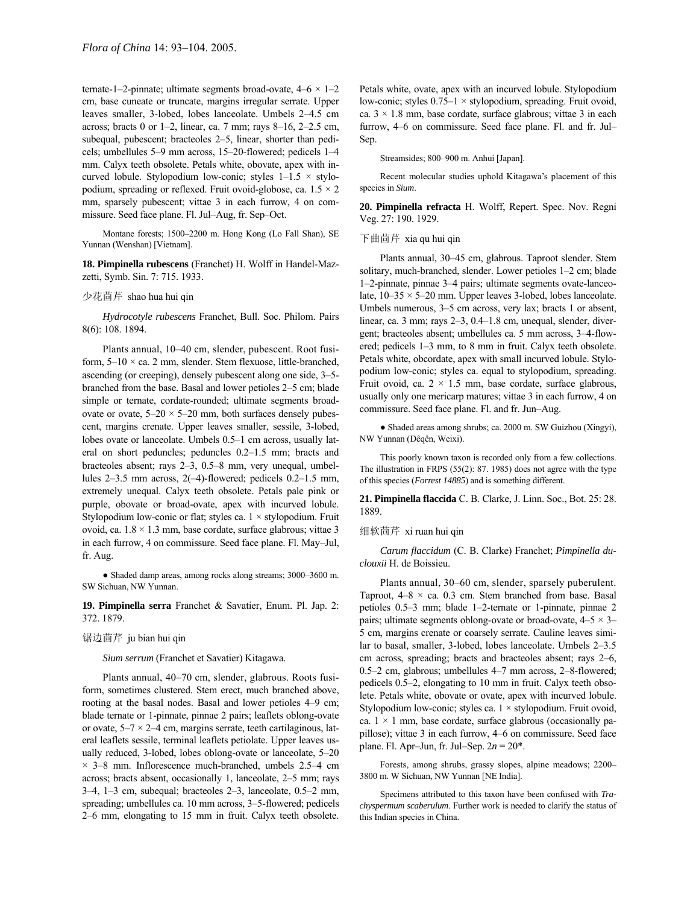ternate-1–2-pinnate; ultimate segments broad-ovate, 4–6 × 1–2 cm, base cuneate or truncate, margins irregular serrate. Upper leaves smaller, 3-lobed, lobes lanceolate. Umbels 2–4.5 cm across; bracts 0 or 1–2, linear, ca. 7 mm; rays 8–16, 2–2.5 cm, subequal, pubescent; bracteoles 2–5, linear, shorter than pedicels; umbellules 5–9 mm across, 15–20-flowered; pedicels 1–4 mm. Calyx teeth obsolete. Petals white, obovate, apex with incurved lobule. Stylopodium low-conic; styles 1–1.5 × stylopodium, spreading or reflexed. Fruit ovoid-globose, ca. 1.5 × 2 mm, sparsely pubescent; vittae 3 in each furrow, 4 on commissure. Seed face plane. Fl. Jul–Aug, fr. Sep–Oct.

Montane forests; 1500–2200 m. Hong Kong (Lo Fall Shan), SE Yunnan (Wenshan) [Vietnam].

**18. Pimpinella rubescens** (Franchet) H. Wolff in Handel-Mazzetti, Symb. Sin. 7: 715. 1933.

少花茴芹 shao hua hui qin

*Hydrocotyle rubescens* Franchet, Bull. Soc. Philom. Pairs 8(6): 108. 1894.

Plants annual, 10–40 cm, slender, pubescent. Root fusiform, 5–10 × ca. 2 mm, slender. Stem flexuose, little-branched, ascending (or creeping), densely pubescent along one side, 3–5-branched from the base. Basal and lower petioles 2–5 cm; blade simple or ternate, cordate-rounded; ultimate segments broad-ovate or ovate, 5–20 × 5–20 mm, both surfaces densely pubescent, margins crenate. Upper leaves smaller, sessile, 3-lobed, lobes ovate or lanceolate. Umbels 0.5–1 cm across, usually lateral on short peduncles; peduncles 0.2–1.5 mm; bracts and bracteoles absent; rays 2–3, 0.5–8 mm, very unequal, umbellules 2–3.5 mm across, 2(–4)-flowered; pedicels 0.2–1.5 mm, extremely unequal. Calyx teeth obsolete. Petals pale pink or purple, obovate or broad-ovate, apex with incurved lobule. Stylopodium low-conic or flat; styles ca. 1 × stylopodium. Fruit ovoid, ca. 1.8 × 1.3 mm, base cordate, surface glabrous; vittae 3 in each furrow, 4 on commissure. Seed face plane. Fl. May–Jul, fr. Aug.

● Shaded damp areas, among rocks along streams; 3000–3600 m. SW Sichuan, NW Yunnan.

**19. Pimpinella serra** Franchet & Savatier, Enum. Pl. Jap. 2: 372. 1879.

锯边茴芹 ju bian hui qin

*Sium serrum* (Franchet et Savatier) Kitagawa.

Plants annual, 40–70 cm, slender, glabrous. Roots fusiform, sometimes clustered. Stem erect, much branched above, rooting at the basal nodes. Basal and lower petioles 4–9 cm; blade ternate or 1-pinnate, pinnae 2 pairs; leaflets oblong-ovate or ovate, 5–7 × 2–4 cm, margins serrate, teeth cartilaginous, lateral leaflets sessile, terminal leaflets petiolate. Upper leaves usually reduced, 3-lobed, lobes oblong-ovate or lanceolate, 5–20 × 3–8 mm. Inflorescence much-branched, umbels 2.5–4 cm across; bracts absent, occasionally 1, lanceolate, 2–5 mm; rays 3–4, 1–3 cm, subequal; bracteoles 2–3, lanceolate, 0.5–2 mm, spreading; umbellules ca. 10 mm across, 3–5-flowered; pedicels 2–6 mm, elongating to 15 mm in fruit. Calyx teeth obsolete. Petals white, ovate, apex with an incurved lobule. Stylopodium low-conic; styles 0.75–1 × stylopodium, spreading. Fruit ovoid, ca. 3 × 1.8 mm, base cordate, surface glabrous; vittae 3 in each furrow, 4–6 on commissure. Seed face plane. Fl. and fr. Jul–Sep.

Streamsides; 800–900 m. Anhui [Japan].

Recent molecular studies uphold Kitagawa's placement of this species in *Sium*.

**20. Pimpinella refracta** H. Wolff, Repert. Spec. Nov. Regni Veg. 27: 190. 1929.

下曲茴芹 xia qu hui qin

Plants annual, 30–45 cm, glabrous. Taproot slender. Stem solitary, much-branched, slender. Lower petioles 1–2 cm; blade 1–2-pinnate, pinnae 3–4 pairs; ultimate segments ovate-lanceolate, 10–35 × 5–20 mm. Upper leaves 3-lobed, lobes lanceolate. Umbels numerous, 3–5 cm across, very lax; bracts 1 or absent, linear, ca. 3 mm; rays 2–3, 0.4–1.8 cm, unequal, slender, divergent; bracteoles absent; umbellules ca. 5 mm across, 3–4-flowered; pedicels 1–3 mm, to 8 mm in fruit. Calyx teeth obsolete. Petals white, obcordate, apex with small incurved lobule. Stylopodium low-conic; styles ca. equal to stylopodium, spreading. Fruit ovoid, ca. 2 × 1.5 mm, base cordate, surface glabrous, usually only one mericarp matures; vittae 3 in each furrow, 4 on commissure. Seed face plane. Fl. and fr. Jun–Aug.

● Shaded areas among shrubs; ca. 2000 m. SW Guizhou (Xingyi), NW Yunnan (Dêqên, Weixi).

This poorly known taxon is recorded only from a few collections. The illustration in FRPS (55(2): 87. 1985) does not agree with the type of this species (*Forrest 14885*) and is something different.

**21. Pimpinella flaccida** C. B. Clarke, J. Linn. Soc., Bot. 25: 28. 1889.

细软茴芹 xi ruan hui qin

*Carum flaccidum* (C. B. Clarke) Franchet; *Pimpinella duclouxii* H. de Boissieu.

Plants annual, 30–60 cm, slender, sparsely puberulent. Taproot, 4–8 × ca. 0.3 cm. Stem branched from base. Basal petioles 0.5–3 mm; blade 1–2-ternate or 1-pinnate, pinnae 2 pairs; ultimate segments oblong-ovate or broad-ovate, 4–5 × 3–5 cm, margins crenate or coarsely serrate. Cauline leaves similar to basal, smaller, 3-lobed, lobes lanceolate. Umbels 2–3.5 cm across, spreading; bracts and bracteoles absent; rays 2–6, 0.5–2 cm, glabrous; umbellules 4–7 mm across, 2–8-flowered; pedicels 0.5–2, elongating to 10 mm in fruit. Calyx teeth obsolete. Petals white, obovate or ovate, apex with incurved lobule. Stylopodium low-conic; styles ca. 1 × stylopodium. Fruit ovoid, ca. 1 × 1 mm, base cordate, surface glabrous (occasionally papillose); vittae 3 in each furrow, 4–6 on commissure. Seed face plane. Fl. Apr–Jun, fr. Jul–Sep. $2n = 20$*.

Forests, among shrubs, grassy slopes, alpine meadows; 2200–3800 m. W Sichuan, NW Yunnan [NE India].

Specimens attributed to this taxon have been confused with *Trachyspermum scaberulum*. Further work is needed to clarify the status of this Indian species in China.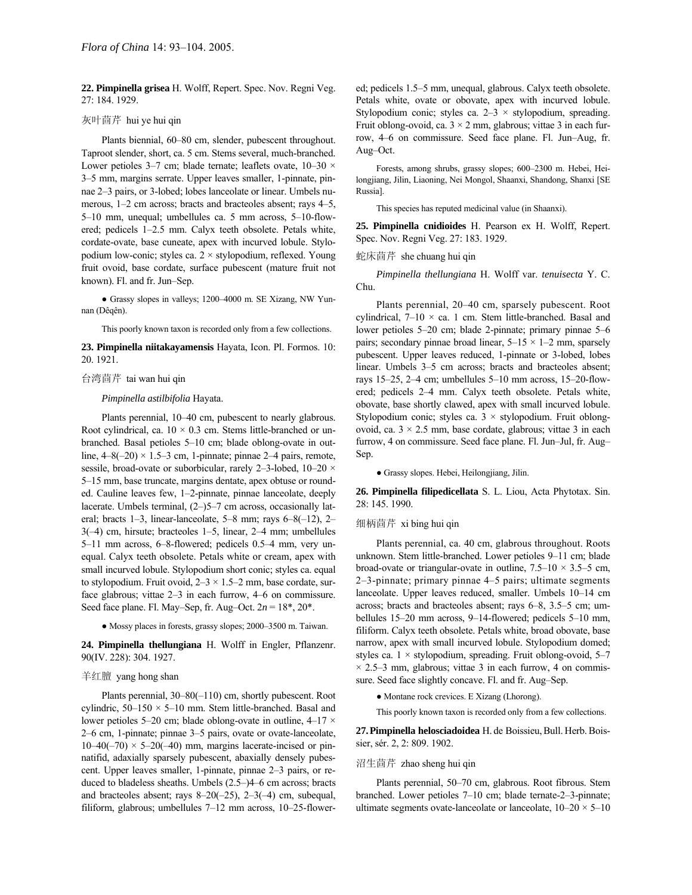**22. Pimpinella grisea** H. Wolff, Repert. Spec. Nov. Regni Veg. 27: 184. 1929.

灰叶茴芹 hui ye hui qin

Plants biennial, 60–80 cm, slender, pubescent throughout. Taproot slender, short, ca. 5 cm. Stems several, much-branched. Lower petioles 3–7 cm; blade ternate; leaflets ovate, 10–30 × 3–5 mm, margins serrate. Upper leaves smaller, 1-pinnate, pinnae 2–3 pairs, or 3-lobed; lobes lanceolate or linear. Umbels numerous, 1–2 cm across; bracts and bracteoles absent; rays 4–5, 5–10 mm, unequal; umbellules ca. 5 mm across, 5–10-flowered; pedicels 1–2.5 mm. Calyx teeth obsolete. Petals white, cordate-ovate, base cuneate, apex with incurved lobule. Stylopodium low-conic; styles ca. 2 × stylopodium, reflexed. Young fruit ovoid, base cordate, surface pubescent (mature fruit not known). Fl. and fr. Jun–Sep.

● Grassy slopes in valleys; 1200–4000 m. SE Xizang, NW Yunnan (Dêqên).

This poorly known taxon is recorded only from a few collections.

**23. Pimpinella niitakayamensis** Hayata, Icon. Pl. Formos. 10: 20. 1921.

台湾茴芹 tai wan hui qin

*Pimpinella astilbifolia* Hayata.

Plants perennial, 10–40 cm, pubescent to nearly glabrous. Root cylindrical, ca. 10 × 0.3 cm. Stems little-branched or unbranched. Basal petioles 5–10 cm; blade oblong-ovate in outline, 4–8(–20) × 1.5–3 cm, 1-pinnate; pinnae 2–4 pairs, remote, sessile, broad-ovate or suborbicular, rarely 2–3-lobed, 10–20 × 5–15 mm, base truncate, margins dentate, apex obtuse or rounded. Cauline leaves few, 1–2-pinnate, pinnae lanceolate, deeply lacerate. Umbels terminal, (2–)5–7 cm across, occasionally lateral; bracts 1–3, linear-lanceolate, 5–8 mm; rays 6–8(–12), 2–3(–4) cm, hirsute; bracteoles 1–5, linear, 2–4 mm; umbellules 5–11 mm across, 6–8-flowered; pedicels 0.5–4 mm, very unequal. Calyx teeth obsolete. Petals white or cream, apex with small incurved lobule. Stylopodium short conic; styles ca. equal to stylopodium. Fruit ovoid, 2–3 × 1.5–2 mm, base cordate, surface glabrous; vittae 2–3 in each furrow, 4–6 on commissure. Seed face plane. Fl. May–Sep, fr. Aug–Oct. $2n$ = 18*, 20*.

● Mossy places in forests, grassy slopes; 2000–3500 m. Taiwan.

**24. Pimpinella thellungiana** H. Wolff in Engler, Pflanzenr. 90(IV. 228): 304. 1927.

羊红膻 yang hong shan

Plants perennial, 30–80(–110) cm, shortly pubescent. Root cylindric, 50–150 × 5–10 mm. Stem little-branched. Basal and lower petioles 5–20 cm; blade oblong-ovate in outline, 4–17 × 2–6 cm, 1-pinnate; pinnae 3–5 pairs, ovate or ovate-lanceolate, 10–40(–70) × 5–20(–40) mm, margins lacerate-incised or pinnatifid, adaxially sparsely pubescent, abaxially densely pubescent. Upper leaves smaller, 1-pinnate, pinnae 2–3 pairs, or reduced to bladeless sheaths. Umbels (2.5–)4–6 cm across; bracts and bracteoles absent; rays 8–20(–25), 2–3(–4) cm, subequal, filiform, glabrous; umbellules 7–12 mm across, 10–25-flowered; pedicels 1.5–5 mm, unequal, glabrous. Calyx teeth obsolete. Petals white, ovate or obovate, apex with incurved lobule. Stylopodium conic; styles ca. 2–3 × stylopodium, spreading. Fruit oblong-ovoid, ca. 3 × 2 mm, glabrous; vittae 3 in each furrow, 4–6 on commissure. Seed face plane. Fl. Jun–Aug, fr. Aug–Oct.

Forests, among shrubs, grassy slopes; 600–2300 m. Hebei, Heilongjiang, Jilin, Liaoning, Nei Mongol, Shaanxi, Shandong, Shanxi [SE Russia].

This species has reputed medicinal value (in Shaanxi).

**25. Pimpinella cnidioides** H. Pearson ex H. Wolff, Repert. Spec. Nov. Regni Veg. 27: 183. 1929.

蛇床茴芹 she chuang hui qin

*Pimpinella thellungiana* H. Wolff var. *tenuisecta* Y. C. Chu.

Plants perennial, 20–40 cm, sparsely pubescent. Root cylindrical, 7–10 × ca. 1 cm. Stem little-branched. Basal and lower petioles 5–20 cm; blade 2-pinnate; primary pinnae 5–6 pairs; secondary pinnae broad linear, 5–15 × 1–2 mm, sparsely pubescent. Upper leaves reduced, 1-pinnate or 3-lobed, lobes linear. Umbels 3–5 cm across; bracts and bracteoles absent; rays 15–25, 2–4 cm; umbellules 5–10 mm across, 15–20-flowered; pedicels 2–4 mm. Calyx teeth obsolete. Petals white, obovate, base shortly clawed, apex with small incurved lobule. Stylopodium conic; styles ca. 3 × stylopodium. Fruit oblong-ovoid, ca. 3 × 2.5 mm, base cordate, glabrous; vittae 3 in each furrow, 4 on commissure. Seed face plane. Fl. Jun–Jul, fr. Aug–Sep.

● Grassy slopes. Hebei, Heilongjiang, Jilin.

**26. Pimpinella filipedicellata** S. L. Liou, Acta Phytotax. Sin. 28: 145. 1990.

细柄茴芹 xi bing hui qin

Plants perennial, ca. 40 cm, glabrous throughout. Roots unknown. Stem little-branched. Lower petioles 9–11 cm; blade broad-ovate or triangular-ovate in outline, 7.5–10 × 3.5–5 cm, 2–3-pinnate; primary pinnae 4–5 pairs; ultimate segments lanceolate. Upper leaves reduced, smaller. Umbels 10–14 cm across; bracts and bracteoles absent; rays 6–8, 3.5–5 cm; umbellules 15–20 mm across, 9–14-flowered; pedicels 5–10 mm, filiform. Calyx teeth obsolete. Petals white, broad obovate, base narrow, apex with small incurved lobule. Stylopodium domed; styles ca. 1 × stylopodium, spreading. Fruit oblong-ovoid, 5–7 × 2.5–3 mm, glabrous; vittae 3 in each furrow, 4 on commissure. Seed face slightly concave. Fl. and fr. Aug–Sep.

● Montane rock crevices. E Xizang (Lhorong).

This poorly known taxon is recorded only from a few collections.

**27. Pimpinella helosciadoidea** H. de Boissieu, Bull. Herb. Boissier, sér. 2, 2: 809. 1902.

沼生茴芹 zhao sheng hui qin

Plants perennial, 50–70 cm, glabrous. Root fibrous. Stem branched. Lower petioles 7–10 cm; blade ternate-2–3-pinnate; ultimate segments ovate-lanceolate or lanceolate, 10–20 × 5–10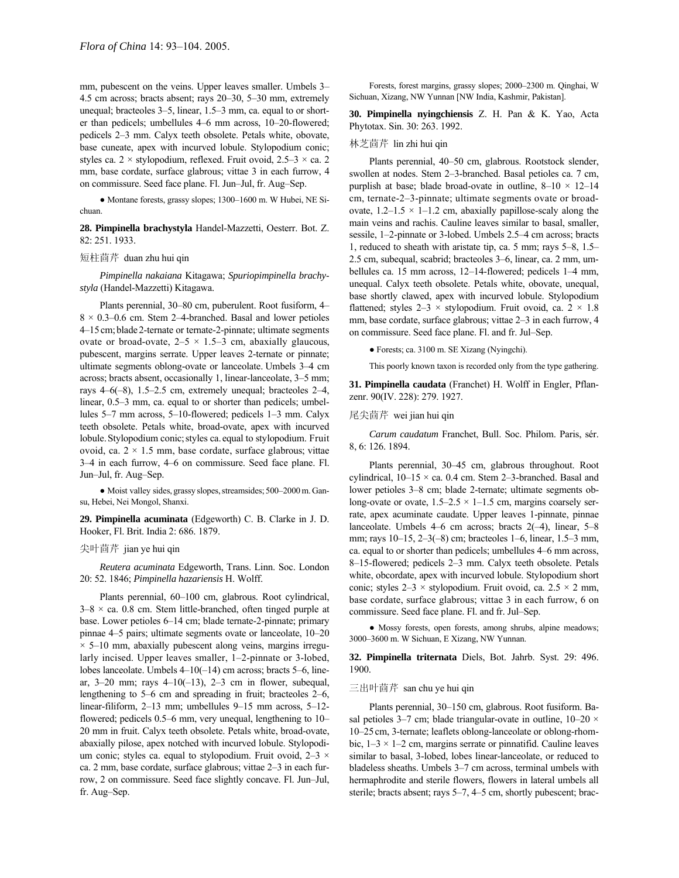mm, pubescent on the veins. Upper leaves smaller. Umbels 3–4.5 cm across; bracts absent; rays 20–30, 5–30 mm, extremely unequal; bracteoles 3–5, linear, 1.5–3 mm, ca. equal to or shorter than pedicels; umbellules 4–6 mm across, 10–20-flowered; pedicels 2–3 mm. Calyx teeth obsolete. Petals white, obovate, base cuneate, apex with incurved lobule. Stylopodium conic; styles ca. 2 × stylopodium, reflexed. Fruit ovoid, 2.5–3 × ca. 2 mm, base cordate, surface glabrous; vittae 3 in each furrow, 4 on commissure. Seed face plane. Fl. Jun–Jul, fr. Aug–Sep.

● Montane forests, grassy slopes; 1300–1600 m. W Hubei, NE Sichuan.

**28. Pimpinella brachystyla** Handel-Mazzetti, Oesterr. Bot. Z. 82: 251. 1933.

短柱茴芹 duan zhu hui qin

*Pimpinella nakaiana* Kitagawa; *Spuriopimpinella brachystyla* (Handel-Mazzetti) Kitagawa.

Plants perennial, 30–80 cm, puberulent. Root fusiform, 4–8 × 0.3–0.6 cm. Stem 2–4-branched. Basal and lower petioles 4–15 cm; blade 2-ternate or ternate-2-pinnate; ultimate segments ovate or broad-ovate, 2–5 × 1.5–3 cm, abaxially glaucous, pubescent, margins serrate. Upper leaves 2-ternate or pinnate; ultimate segments oblong-ovate or lanceolate. Umbels 3–4 cm across; bracts absent, occasionally 1, linear-lanceolate, 3–5 mm; rays 4–6(–8), 1.5–2.5 cm, extremely unequal; bracteoles 2–4, linear, 0.5–3 mm, ca. equal to or shorter than pedicels; umbellules 5–7 mm across, 5–10-flowered; pedicels 1–3 mm. Calyx teeth obsolete. Petals white, broad-ovate, apex with incurved lobule. Stylopodium conic; styles ca. equal to stylopodium. Fruit ovoid, ca. 2 × 1.5 mm, base cordate, surface glabrous; vittae 3–4 in each furrow, 4–6 on commissure. Seed face plane. Fl. Jun–Jul, fr. Aug–Sep.

● Moist valley sides, grassy slopes, streamsides; 500–2000 m. Gansu, Hebei, Nei Mongol, Shanxi.

**29. Pimpinella acuminata** (Edgeworth) C. B. Clarke in J. D. Hooker, Fl. Brit. India 2: 686. 1879.

尖叶茴芹 jian ye hui qin

*Reutera acuminata* Edgeworth, Trans. Linn. Soc. London 20: 52. 1846; *Pimpinella hazariensis* H. Wolff.

Plants perennial, 60–100 cm, glabrous. Root cylindrical, 3–8 × ca. 0.8 cm. Stem little-branched, often tinged purple at base. Lower petioles 6–14 cm; blade ternate-2-pinnate; primary pinnae 4–5 pairs; ultimate segments ovate or lanceolate, 10–20 × 5–10 mm, abaxially pubescent along veins, margins irregularly incised. Upper leaves smaller, 1–2-pinnate or 3-lobed, lobes lanceolate. Umbels 4–10(–14) cm across; bracts 5–6, linear, 3–20 mm; rays 4–10(–13), 2–3 cm in flower, subequal, lengthening to 5–6 cm and spreading in fruit; bracteoles 2–6, linear-filiform, 2–13 mm; umbellules 9–15 mm across, 5–12-flowered; pedicels 0.5–6 mm, very unequal, lengthening to 10–20 mm in fruit. Calyx teeth obsolete. Petals white, broad-ovate, abaxially pilose, apex notched with incurved lobule. Stylopodium conic; styles ca. equal to stylopodium. Fruit ovoid, 2–3 × ca. 2 mm, base cordate, surface glabrous; vittae 2–3 in each furrow, 2 on commissure. Seed face slightly concave. Fl. Jun–Jul, fr. Aug–Sep.

Forests, forest margins, grassy slopes; 2000–2300 m. Qinghai, W Sichuan, Xizang, NW Yunnan [NW India, Kashmir, Pakistan].

**30. Pimpinella nyingchiensis** Z. H. Pan & K. Yao, Acta Phytotax. Sin. 30: 263. 1992.

林芝茴芹 lin zhi hui qin

Plants perennial, 40–50 cm, glabrous. Rootstock slender, swollen at nodes. Stem 2–3-branched. Basal petioles ca. 7 cm, purplish at base; blade broad-ovate in outline, 8–10 × 12–14 cm, ternate-2–3-pinnate; ultimate segments ovate or broad-ovate, 1.2–1.5 × 1–1.2 cm, abaxially papillose-scaly along the main veins and rachis. Cauline leaves similar to basal, smaller, sessile, 1–2-pinnate or 3-lobed. Umbels 2.5–4 cm across; bracts 1, reduced to sheath with aristate tip, ca. 5 mm; rays 5–8, 1.5–2.5 cm, subequal, scabrid; bracteoles 3–6, linear, ca. 2 mm, umbellules ca. 15 mm across, 12–14-flowered; pedicels 1–4 mm, unequal. Calyx teeth obsolete. Petals white, obovate, unequal, base shortly clawed, apex with incurved lobule. Stylopodium flattened; styles 2–3 × stylopodium. Fruit ovoid, ca. 2 × 1.8 mm, base cordate, surface glabrous; vittae 2–3 in each furrow, 4 on commissure. Seed face plane. Fl. and fr. Jul–Sep.

● Forests; ca. 3100 m. SE Xizang (Nyingchi).

This poorly known taxon is recorded only from the type gathering.

**31. Pimpinella caudata** (Franchet) H. Wolff in Engler, Pflanzenr. 90(IV. 228): 279. 1927.

尾尖茴芹 wei jian hui qin

*Carum caudatum* Franchet, Bull. Soc. Philom. Paris, sér. 8, 6: 126. 1894.

Plants perennial, 30–45 cm, glabrous throughout. Root cylindrical, 10–15 × ca. 0.4 cm. Stem 2–3-branched. Basal and lower petioles 3–8 cm; blade 2-ternate; ultimate segments oblong-ovate or ovate, 1.5–2.5 × 1–1.5 cm, margins coarsely serrate, apex acuminate caudate. Upper leaves 1-pinnate, pinnae lanceolate. Umbels 4–6 cm across; bracts 2(–4), linear, 5–8 mm; rays 10–15, 2–3(–8) cm; bracteoles 1–6, linear, 1.5–3 mm, ca. equal to or shorter than pedicels; umbellules 4–6 mm across, 8–15-flowered; pedicels 2–3 mm. Calyx teeth obsolete. Petals white, obcordate, apex with incurved lobule. Stylopodium short conic; styles 2–3 × stylopodium. Fruit ovoid, ca. 2.5 × 2 mm, base cordate, surface glabrous; vittae 3 in each furrow, 6 on commissure. Seed face plane. Fl. and fr. Jul–Sep.

● Mossy forests, open forests, among shrubs, alpine meadows; 3000–3600 m. W Sichuan, E Xizang, NW Yunnan.

**32. Pimpinella triternata** Diels, Bot. Jahrb. Syst. 29: 496. 1900.

三出叶茴芹 san chu ye hui qin

Plants perennial, 30–150 cm, glabrous. Root fusiform. Basal petioles 3–7 cm; blade triangular-ovate in outline, 10–20 × 10–25 cm, 3-ternate; leaflets oblong-lanceolate or oblong-rhombic, 1–3 × 1–2 cm, margins serrate or pinnatifid. Cauline leaves similar to basal, 3-lobed, lobes linear-lanceolate, or reduced to bladeless sheaths. Umbels 3–7 cm across, terminal umbels with hermaphrodite and sterile flowers, flowers in lateral umbels all sterile; bracts absent; rays 5–7, 4–5 cm, shortly pubescent; brac-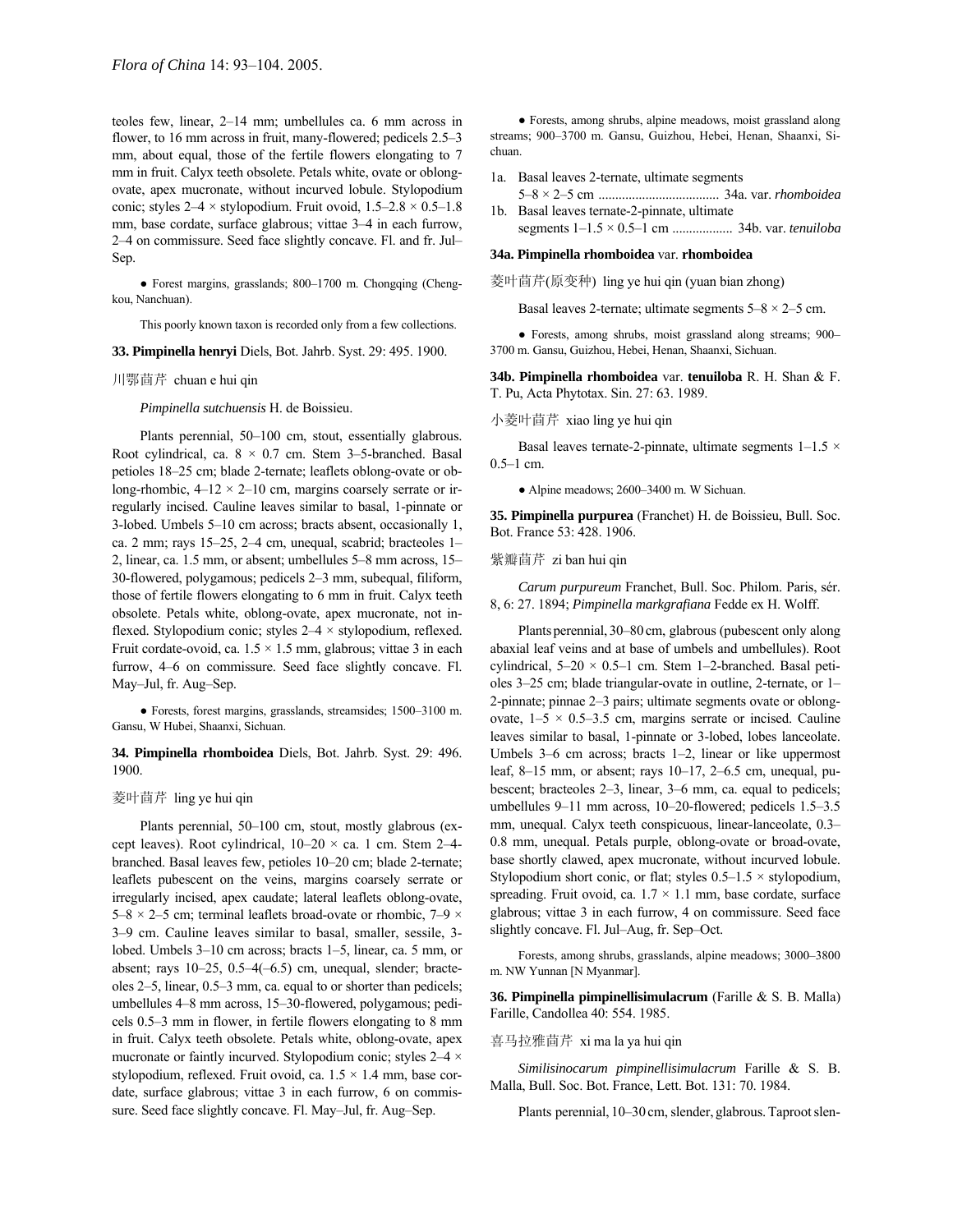teoles few, linear, 2–14 mm; umbellules ca. 6 mm across in flower, to 16 mm across in fruit, many-flowered; pedicels 2.5–3 mm, about equal, those of the fertile flowers elongating to 7 mm in fruit. Calyx teeth obsolete. Petals white, ovate or oblong-ovate, apex mucronate, without incurved lobule. Stylopodium conic; styles 2–4 × stylopodium. Fruit ovoid, 1.5–2.8 × 0.5–1.8 mm, base cordate, surface glabrous; vittae 3–4 in each furrow, 2–4 on commissure. Seed face slightly concave. Fl. and fr. Jul–Sep.

● Forest margins, grasslands; 800–1700 m. Chongqing (Chengkou, Nanchuan).

This poorly known taxon is recorded only from a few collections.

**33. Pimpinella henryi** Diels, Bot. Jahrb. Syst. 29: 495. 1900.

川鄂茴芹 chuan e hui qin

*Pimpinella sutchuensis* H. de Boissieu.

Plants perennial, 50–100 cm, stout, essentially glabrous. Root cylindrical, ca. 8 × 0.7 cm. Stem 3–5-branched. Basal petioles 18–25 cm; blade 2-ternate; leaflets oblong-ovate or oblong-rhombic, 4–12 × 2–10 cm, margins coarsely serrate or irregularly incised. Cauline leaves similar to basal, 1-pinnate or 3-lobed. Umbels 5–10 cm across; bracts absent, occasionally 1, ca. 2 mm; rays 15–25, 2–4 cm, unequal, scabrid; bracteoles 1–2, linear, ca. 1.5 mm, or absent; umbellules 5–8 mm across, 15–30-flowered, polygamous; pedicels 2–3 mm, subequal, filiform, those of fertile flowers elongating to 6 mm in fruit. Calyx teeth obsolete. Petals white, oblong-ovate, apex mucronate, not inflexed. Stylopodium conic; styles 2–4 × stylopodium, reflexed. Fruit cordate-ovoid, ca. 1.5 × 1.5 mm, glabrous; vittae 3 in each furrow, 4–6 on commissure. Seed face slightly concave. Fl. May–Jul, fr. Aug–Sep.

● Forests, forest margins, grasslands, streamsides; 1500–3100 m. Gansu, W Hubei, Shaanxi, Sichuan.

**34. Pimpinella rhomboidea** Diels, Bot. Jahrb. Syst. 29: 496. 1900.

菱叶茴芹 ling ye hui qin

Plants perennial, 50–100 cm, stout, mostly glabrous (except leaves). Root cylindrical, 10–20 × ca. 1 cm. Stem 2–4-branched. Basal leaves few, petioles 10–20 cm; blade 2-ternate; leaflets pubescent on the veins, margins coarsely serrate or irregularly incised, apex caudate; lateral leaflets oblong-ovate, 5–8 × 2–5 cm; terminal leaflets broad-ovate or rhombic, 7–9 × 3–9 cm. Cauline leaves similar to basal, smaller, sessile, 3-lobed. Umbels 3–10 cm across; bracts 1–5, linear, ca. 5 mm, or absent; rays 10–25, 0.5–4(–6.5) cm, unequal, slender; bracteoles 2–5, linear, 0.5–3 mm, ca. equal to or shorter than pedicels; umbellules 4–8 mm across, 15–30-flowered, polygamous; pedicels 0.5–3 mm in flower, in fertile flowers elongating to 8 mm in fruit. Calyx teeth obsolete. Petals white, oblong-ovate, apex mucronate or faintly incurved. Stylopodium conic; styles 2–4 × stylopodium, reflexed. Fruit ovoid, ca. 1.5 × 1.4 mm, base cordate, surface glabrous; vittae 3 in each furrow, 6 on commissure. Seed face slightly concave. Fl. May–Jul, fr. Aug–Sep.

● Forests, among shrubs, alpine meadows, moist grassland along streams; 900–3700 m. Gansu, Guizhou, Hebei, Henan, Shaanxi, Sichuan.

1a. Basal leaves 2-ternate, ultimate segments 5–8 × 2–5 cm .................................... 34a. var. *rhomboidea*
1b. Basal leaves ternate-2-pinnate, ultimate segments 1–1.5 × 0.5–1 cm .................. 34b. var. *tenuiloba*

**34a. Pimpinella rhomboidea** var. **rhomboidea**

菱叶茴芹(原变种) ling ye hui qin (yuan bian zhong)

Basal leaves 2-ternate; ultimate segments 5–8 × 2–5 cm.

● Forests, among shrubs, moist grassland along streams; 900–3700 m. Gansu, Guizhou, Hebei, Henan, Shaanxi, Sichuan.

**34b. Pimpinella rhomboidea** var. **tenuiloba** R. H. Shan & F. T. Pu, Acta Phytotax. Sin. 27: 63. 1989.

小菱叶茴芹 xiao ling ye hui qin

Basal leaves ternate-2-pinnate, ultimate segments 1–1.5 × 0.5–1 cm.

● Alpine meadows; 2600–3400 m. W Sichuan.

**35. Pimpinella purpurea** (Franchet) H. de Boissieu, Bull. Soc. Bot. France 53: 428. 1906.

紫瓣茴芹 zi ban hui qin

*Carum purpureum* Franchet, Bull. Soc. Philom. Paris, sér. 8, 6: 27. 1894; *Pimpinella markgrafiana* Fedde ex H. Wolff.

Plants perennial, 30–80 cm, glabrous (pubescent only along abaxial leaf veins and at base of umbels and umbellules). Root cylindrical, 5–20 × 0.5–1 cm. Stem 1–2-branched. Basal petioles 3–25 cm; blade triangular-ovate in outline, 2-ternate, or 1–2-pinnate; pinnae 2–3 pairs; ultimate segments ovate or oblong-ovate, 1–5 × 0.5–3.5 cm, margins serrate or incised. Cauline leaves similar to basal, 1-pinnate or 3-lobed, lobes lanceolate. Umbels 3–6 cm across; bracts 1–2, linear or like uppermost leaf, 8–15 mm, or absent; rays 10–17, 2–6.5 cm, unequal, pubescent; bracteoles 2–3, linear, 3–6 mm, ca. equal to pedicels; umbellules 9–11 mm across, 10–20-flowered; pedicels 1.5–3.5 mm, unequal. Calyx teeth conspicuous, linear-lanceolate, 0.3–0.8 mm, unequal. Petals purple, oblong-ovate or broad-ovate, base shortly clawed, apex mucronate, without incurved lobule. Stylopodium short conic, or flat; styles 0.5–1.5 × stylopodium, spreading. Fruit ovoid, ca. 1.7 × 1.1 mm, base cordate, surface glabrous; vittae 3 in each furrow, 4 on commissure. Seed face slightly concave. Fl. Jul–Aug, fr. Sep–Oct.

Forests, among shrubs, grasslands, alpine meadows; 3000–3800 m. NW Yunnan [N Myanmar].

**36. Pimpinella pimpinellisimulacrum** (Farille & S. B. Malla) Farille, Candollea 40: 554. 1985.

喜马拉雅茴芹 xi ma la ya hui qin

*Similisinocarum pimpinellisimulacrum* Farille & S. B. Malla, Bull. Soc. Bot. France, Lett. Bot. 131: 70. 1984.

Plants perennial, 10–30 cm, slender, glabrous. Taproot slen-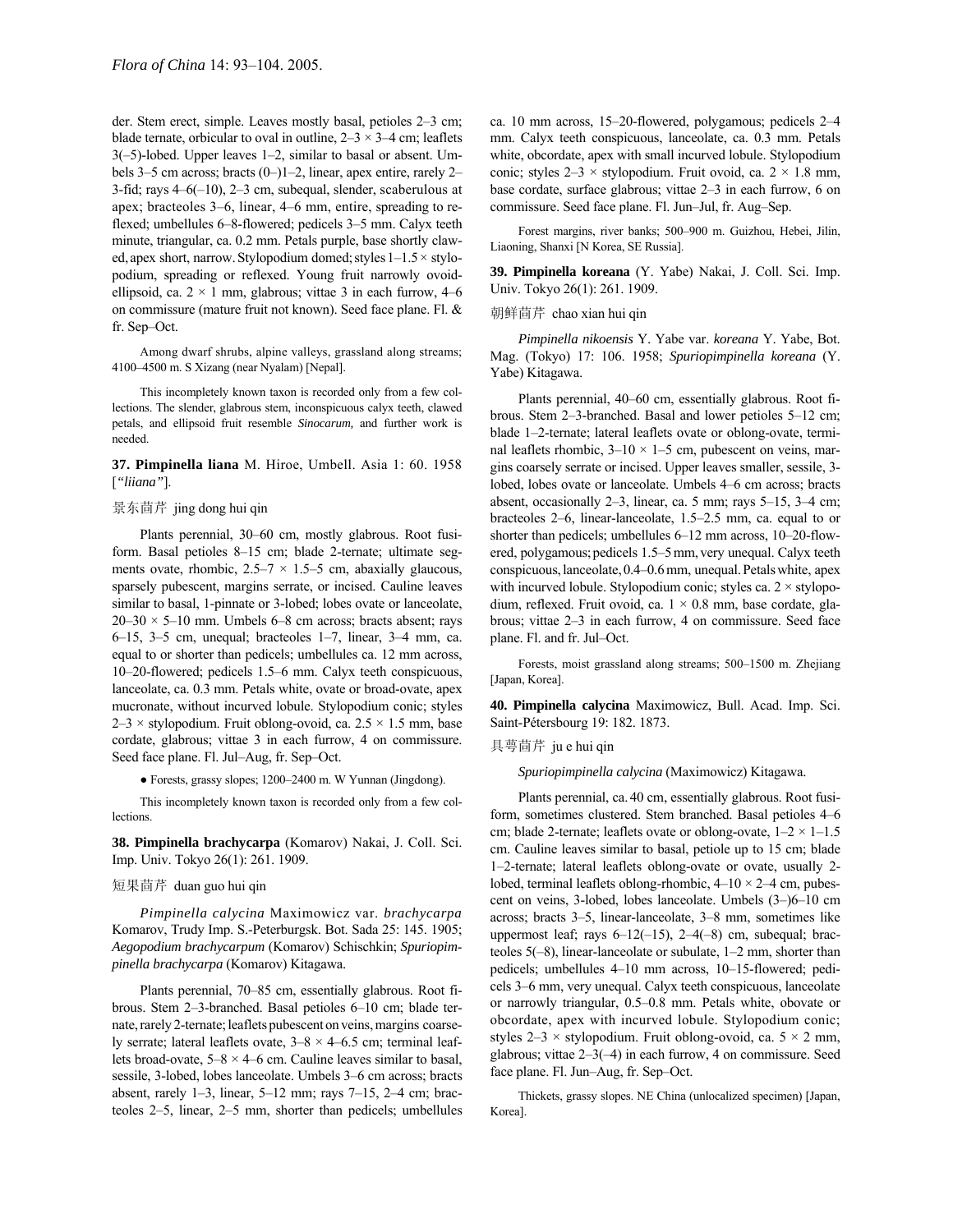der. Stem erect, simple. Leaves mostly basal, petioles 2–3 cm; blade ternate, orbicular to oval in outline, 2–3 × 3–4 cm; leaflets 3(–5)-lobed. Upper leaves 1–2, similar to basal or absent. Umbels 3–5 cm across; bracts (0–)1–2, linear, apex entire, rarely 2–3-fid; rays 4–6(–10), 2–3 cm, subequal, slender, scaberulous at apex; bracteoles 3–6, linear, 4–6 mm, entire, spreading to reflexed; umbellules 6–8-flowered; pedicels 3–5 mm. Calyx teeth minute, triangular, ca. 0.2 mm. Petals purple, base shortly clawed, apex short, narrow. Stylopodium domed; styles 1–1.5 × stylopodium, spreading or reflexed. Young fruit narrowly ovoid-ellipsoid, ca. 2 × 1 mm, glabrous; vittae 3 in each furrow, 4–6 on commissure (mature fruit not known). Seed face plane. Fl. & fr. Sep–Oct.

Among dwarf shrubs, alpine valleys, grassland along streams; 4100–4500 m. S Xizang (near Nyalam) [Nepal].

This incompletely known taxon is recorded only from a few collections. The slender, glabrous stem, inconspicuous calyx teeth, clawed petals, and ellipsoid fruit resemble *Sinocarum,* and further work is needed.

**37. Pimpinella liana** M. Hiroe, Umbell. Asia 1: 60. 1958 [*"liiana"*].

景东茴芹 jing dong hui qin

Plants perennial, 30–60 cm, mostly glabrous. Root fusiform. Basal petioles 8–15 cm; blade 2-ternate; ultimate segments ovate, rhombic, 2.5–7 × 1.5–5 cm, abaxially glaucous, sparsely pubescent, margins serrate, or incised. Cauline leaves similar to basal, 1-pinnate or 3-lobed; lobes ovate or lanceolate, 20–30 × 5–10 mm. Umbels 6–8 cm across; bracts absent; rays 6–15, 3–5 cm, unequal; bracteoles 1–7, linear, 3–4 mm, ca. equal to or shorter than pedicels; umbellules ca. 12 mm across, 10–20-flowered; pedicels 1.5–6 mm. Calyx teeth conspicuous, lanceolate, ca. 0.3 mm. Petals white, ovate or broad-ovate, apex mucronate, without incurved lobule. Stylopodium conic; styles 2–3 × stylopodium. Fruit oblong-ovoid, ca. 2.5 × 1.5 mm, base cordate, glabrous; vittae 3 in each furrow, 4 on commissure. Seed face plane. Fl. Jul–Aug, fr. Sep–Oct.

● Forests, grassy slopes; 1200–2400 m. W Yunnan (Jingdong).

This incompletely known taxon is recorded only from a few collections.

**38. Pimpinella brachycarpa** (Komarov) Nakai, J. Coll. Sci. Imp. Univ. Tokyo 26(1): 261. 1909.

短果茴芹 duan guo hui qin

*Pimpinella calycina* Maximowicz var. *brachycarpa* Komarov, Trudy Imp. S.-Peterburgsk. Bot. Sada 25: 145. 1905; *Aegopodium brachycarpum* (Komarov) Schischkin; *Spuriopimpinella brachycarpa* (Komarov) Kitagawa.

Plants perennial, 70–85 cm, essentially glabrous. Root fibrous. Stem 2–3-branched. Basal petioles 6–10 cm; blade ternate, rarely 2-ternate; leaflets pubescent on veins, margins coarsely serrate; lateral leaflets ovate, 3–8 × 4–6.5 cm; terminal leaflets broad-ovate, 5–8 × 4–6 cm. Cauline leaves similar to basal, sessile, 3-lobed, lobes lanceolate. Umbels 3–6 cm across; bracts absent, rarely 1–3, linear, 5–12 mm; rays 7–15, 2–4 cm; bracteoles 2–5, linear, 2–5 mm, shorter than pedicels; umbellules ca. 10 mm across, 15–20-flowered, polygamous; pedicels 2–4 mm. Calyx teeth conspicuous, lanceolate, ca. 0.3 mm. Petals white, obcordate, apex with small incurved lobule. Stylopodium conic; styles 2–3 × stylopodium. Fruit ovoid, ca. 2 × 1.8 mm, base cordate, surface glabrous; vittae 2–3 in each furrow, 6 on commissure. Seed face plane. Fl. Jun–Jul, fr. Aug–Sep.

Forest margins, river banks; 500–900 m. Guizhou, Hebei, Jilin, Liaoning, Shanxi [N Korea, SE Russia].

**39. Pimpinella koreana** (Y. Yabe) Nakai, J. Coll. Sci. Imp. Univ. Tokyo 26(1): 261. 1909.

朝鲜茴芹 chao xian hui qin

*Pimpinella nikoensis* Y. Yabe var. *koreana* Y. Yabe, Bot. Mag. (Tokyo) 17: 106. 1958; *Spuriopimpinella koreana* (Y. Yabe) Kitagawa.

Plants perennial, 40–60 cm, essentially glabrous. Root fibrous. Stem 2–3-branched. Basal and lower petioles 5–12 cm; blade 1–2-ternate; lateral leaflets ovate or oblong-ovate, terminal leaflets rhombic, 3–10 × 1–5 cm, pubescent on veins, margins coarsely serrate or incised. Upper leaves smaller, sessile, 3-lobed, lobes ovate or lanceolate. Umbels 4–6 cm across; bracts absent, occasionally 2–3, linear, ca. 5 mm; rays 5–15, 3–4 cm; bracteoles 2–6, linear-lanceolate, 1.5–2.5 mm, ca. equal to or shorter than pedicels; umbellules 6–12 mm across, 10–20-flowered, polygamous; pedicels 1.5–5 mm, very unequal. Calyx teeth conspicuous, lanceolate, 0.4–0.6 mm, unequal. Petals white, apex with incurved lobule. Stylopodium conic; styles ca. 2 × stylopodium, reflexed. Fruit ovoid, ca. 1 × 0.8 mm, base cordate, glabrous; vittae 2–3 in each furrow, 4 on commissure. Seed face plane. Fl. and fr. Jul–Oct.

Forests, moist grassland along streams; 500–1500 m. Zhejiang [Japan, Korea].

**40. Pimpinella calycina** Maximowicz, Bull. Acad. Imp. Sci. Saint-Pétersbourg 19: 182. 1873.

具萼茴芹 ju e hui qin

*Spuriopimpinella calycina* (Maximowicz) Kitagawa.

Plants perennial, ca. 40 cm, essentially glabrous. Root fusiform, sometimes clustered. Stem branched. Basal petioles 4–6 cm; blade 2-ternate; leaflets ovate or oblong-ovate, 1–2 × 1–1.5 cm. Cauline leaves similar to basal, petiole up to 15 cm; blade 1–2-ternate; lateral leaflets oblong-ovate or ovate, usually 2-lobed, terminal leaflets oblong-rhombic, 4–10 × 2–4 cm, pubescent on veins, 3-lobed, lobes lanceolate. Umbels (3–)6–10 cm across; bracts 3–5, linear-lanceolate, 3–8 mm, sometimes like uppermost leaf; rays 6–12(–15), 2–4(–8) cm, subequal; bracteoles 5(–8), linear-lanceolate or subulate, 1–2 mm, shorter than pedicels; umbellules 4–10 mm across, 10–15-flowered; pedicels 3–6 mm, very unequal. Calyx teeth conspicuous, lanceolate or narrowly triangular, 0.5–0.8 mm. Petals white, obovate or obcordate, apex with incurved lobule. Stylopodium conic; styles 2–3 × stylopodium. Fruit oblong-ovoid, ca. 5 × 2 mm, glabrous; vittae 2–3(–4) in each furrow, 4 on commissure. Seed face plane. Fl. Jun–Aug, fr. Sep–Oct.

Thickets, grassy slopes. NE China (unlocalized specimen) [Japan, Korea].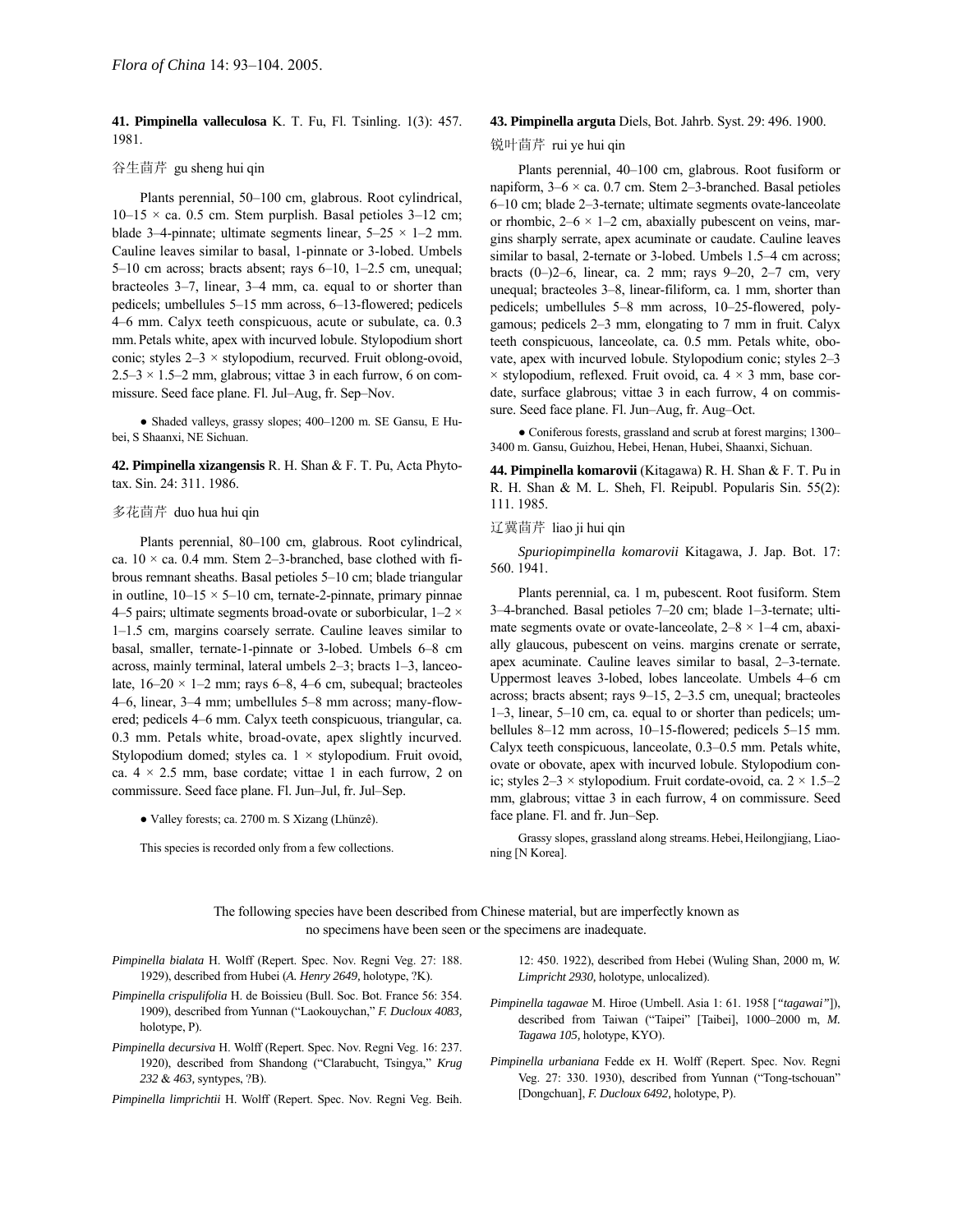**41. Pimpinella valleculosa** K. T. Fu, Fl. Tsinling. 1(3): 457. 1981.

谷生茴芹 gu sheng hui qin

Plants perennial, 50–100 cm, glabrous. Root cylindrical, 10–15 × ca. 0.5 cm. Stem purplish. Basal petioles 3–12 cm; blade 3–4-pinnate; ultimate segments linear, 5–25 × 1–2 mm. Cauline leaves similar to basal, 1-pinnate or 3-lobed. Umbels 5–10 cm across; bracts absent; rays 6–10, 1–2.5 cm, unequal; bracteoles 3–7, linear, 3–4 mm, ca. equal to or shorter than pedicels; umbellules 5–15 mm across, 6–13-flowered; pedicels 4–6 mm. Calyx teeth conspicuous, acute or subulate, ca. 0.3 mm. Petals white, apex with incurved lobule. Stylopodium short conic; styles 2–3 × stylopodium, recurved. Fruit oblong-ovoid, 2.5–3 × 1.5–2 mm, glabrous; vittae 3 in each furrow, 6 on commissure. Seed face plane. Fl. Jul–Aug, fr. Sep–Nov.

● Shaded valleys, grassy slopes; 400–1200 m. SE Gansu, E Hubei, S Shaanxi, NE Sichuan.

**42. Pimpinella xizangensis** R. H. Shan & F. T. Pu, Acta Phytotax. Sin. 24: 311. 1986.

多花茴芹 duo hua hui qin

Plants perennial, 80–100 cm, glabrous. Root cylindrical, ca. 10 × ca. 0.4 mm. Stem 2–3-branched, base clothed with fibrous remnant sheaths. Basal petioles 5–10 cm; blade triangular in outline, 10–15 × 5–10 cm, ternate-2-pinnate, primary pinnae 4–5 pairs; ultimate segments broad-ovate or suborbicular, 1–2 × 1–1.5 cm, margins coarsely serrate. Cauline leaves similar to basal, smaller, ternate-1-pinnate or 3-lobed. Umbels 6–8 cm across, mainly terminal, lateral umbels 2–3; bracts 1–3, lanceolate, 16–20 × 1–2 mm; rays 6–8, 4–6 cm, subequal; bracteoles 4–6, linear, 3–4 mm; umbellules 5–8 mm across; many-flowered; pedicels 4–6 mm. Calyx teeth conspicuous, triangular, ca. 0.3 mm. Petals white, broad-ovate, apex slightly incurved. Stylopodium domed; styles ca. 1 × stylopodium. Fruit ovoid, ca. 4 × 2.5 mm, base cordate; vittae 1 in each furrow, 2 on commissure. Seed face plane. Fl. Jun–Jul, fr. Jul–Sep.

● Valley forests; ca. 2700 m. S Xizang (Lhünzê).

This species is recorded only from a few collections.

**43. Pimpinella arguta** Diels, Bot. Jahrb. Syst. 29: 496. 1900.

锐叶茴芹 rui ye hui qin

Plants perennial, 40–100 cm, glabrous. Root fusiform or napiform, 3–6 × ca. 0.7 cm. Stem 2–3-branched. Basal petioles 6–10 cm; blade 2–3-ternate; ultimate segments ovate-lanceolate or rhombic, 2–6 × 1–2 cm, abaxially pubescent on veins, margins sharply serrate, apex acuminate or caudate. Cauline leaves similar to basal, 2-ternate or 3-lobed. Umbels 1.5–4 cm across; bracts (0–)2–6, linear, ca. 2 mm; rays 9–20, 2–7 cm, very unequal; bracteoles 3–8, linear-filiform, ca. 1 mm, shorter than pedicels; umbellules 5–8 mm across, 10–25-flowered, polygamous; pedicels 2–3 mm, elongating to 7 mm in fruit. Calyx teeth conspicuous, lanceolate, ca. 0.5 mm. Petals white, obovate, apex with incurved lobule. Stylopodium conic; styles 2–3 × stylopodium, reflexed. Fruit ovoid, ca. 4 × 3 mm, base cordate, surface glabrous; vittae 3 in each furrow, 4 on commissure. Seed face plane. Fl. Jun–Aug, fr. Aug–Oct.

● Coniferous forests, grassland and scrub at forest margins; 1300–3400 m. Gansu, Guizhou, Hebei, Henan, Hubei, Shaanxi, Sichuan.

**44. Pimpinella komarovii** (Kitagawa) R. H. Shan & F. T. Pu in R. H. Shan & M. L. Sheh, Fl. Reipubl. Popularis Sin. 55(2): 111. 1985.

辽冀茴芹 liao ji hui qin

*Spuriopimpinella komarovii* Kitagawa, J. Jap. Bot. 17: 560. 1941.

Plants perennial, ca. 1 m, pubescent. Root fusiform. Stem 3–4-branched. Basal petioles 7–20 cm; blade 1–3-ternate; ultimate segments ovate or ovate-lanceolate, 2–8 × 1–4 cm, abaxially glaucous, pubescent on veins. margins crenate or serrate, apex acuminate. Cauline leaves similar to basal, 2–3-ternate. Uppermost leaves 3-lobed, lobes lanceolate. Umbels 4–6 cm across; bracts absent; rays 9–15, 2–3.5 cm, unequal; bracteoles 1–3, linear, 5–10 cm, ca. equal to or shorter than pedicels; umbellules 8–12 mm across, 10–15-flowered; pedicels 5–15 mm. Calyx teeth conspicuous, lanceolate, 0.3–0.5 mm. Petals white, ovate or obovate, apex with incurved lobule. Stylopodium conic; styles 2–3 × stylopodium. Fruit cordate-ovoid, ca. 2 × 1.5–2 mm, glabrous; vittae 3 in each furrow, 4 on commissure. Seed face plane. Fl. and fr. Jun–Sep.

Grassy slopes, grassland along streams. Hebei, Heilongjiang, Liaoning [N Korea].

The following species have been described from Chinese material, but are imperfectly known as no specimens have been seen or the specimens are inadequate.

*Pimpinella bialata* H. Wolff (Repert. Spec. Nov. Regni Veg. 27: 188. 1929), described from Hubei (*A. Henry 2649,* holotype, ?K).

*Pimpinella crispulifolia* H. de Boissieu (Bull. Soc. Bot. France 56: 354. 1909), described from Yunnan ("Laokouychan," *F. Ducloux 4083,* holotype, P).

*Pimpinella decursiva* H. Wolff (Repert. Spec. Nov. Regni Veg. 16: 237. 1920), described from Shandong ("Clarabucht, Tsingya," *Krug 232* & *463,* syntypes, ?B).

*Pimpinella limprichtii* H. Wolff (Repert. Spec. Nov. Regni Veg. Beih. 12: 450. 1922), described from Hebei (Wuling Shan, 2000 m, *W. Limpricht 2930,* holotype, unlocalized).

*Pimpinella tagawae* M. Hiroe (Umbell. Asia 1: 61. 1958 [*"tagawai"*]), described from Taiwan ("Taipei" [Taibei], 1000–2000 m, *M. Tagawa 105,* holotype, KYO).

*Pimpinella urbaniana* Fedde ex H. Wolff (Repert. Spec. Nov. Regni Veg. 27: 330. 1930), described from Yunnan ("Tong-tschouan" [Dongchuan], *F. Ducloux 6492,* holotype, P).